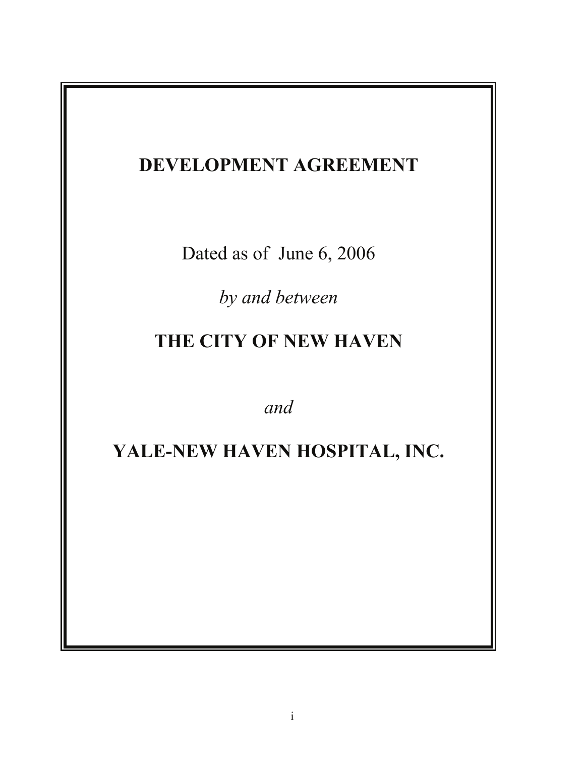# DEVELOPMENT AGREEMENT

Dated as of June 6, 2006

*by and between*

## THE CITY OF NEW HAVEN

*and*

## YALE-NEW HAVEN HOSPITAL, INC.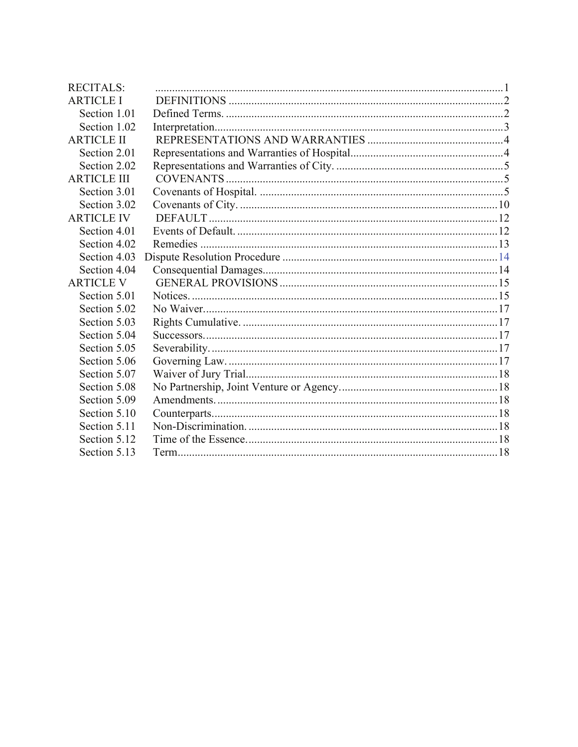| | | |
|---|---|---|
| RECITALS: | | 1 |
| ARTICLE I | DEFINITIONS | 2 |
| Section 1.01 | Defined Terms. | 2 |
| Section 1.02 | Interpretation. | 3 |
| ARTICLE II | REPRESENTATIONS AND WARRANTIES | 4 |
| Section 2.01 | Representations and Warranties of Hospital. | 4 |
| Section 2.02 | Representations and Warranties of City. | 5 |
| ARTICLE III | COVENANTS | 5 |
| Section 3.01 | Covenants of Hospital. | 5 |
| Section 3.02 | Covenants of City. | 10 |
| ARTICLE IV | DEFAULT | 12 |
| Section 4.01 | Events of Default. | 12 |
| Section 4.02 | Remedies | 13 |
| Section 4.03 | Dispute Resolution Procedure | 14 |
| Section 4.04 | Consequential Damages. | 14 |
| ARTICLE V | GENERAL PROVISIONS | 15 |
| Section 5.01 | Notices. | 15 |
| Section 5.02 | No Waiver. | 17 |
| Section 5.03 | Rights Cumulative. | 17 |
| Section 5.04 | Successors. | 17 |
| Section 5.05 | Severability. | 17 |
| Section 5.06 | Governing Law. | 17 |
| Section 5.07 | Waiver of Jury Trial. | 18 |
| Section 5.08 | No Partnership, Joint Venture or Agency. | 18 |
| Section 5.09 | Amendments. | 18 |
| Section 5.10 | Counterparts. | 18 |
| Section 5.11 | Non-Discrimination. | 18 |
| Section 5.12 | Time of the Essence. | 18 |
| Section 5.13 | Term. | 18 |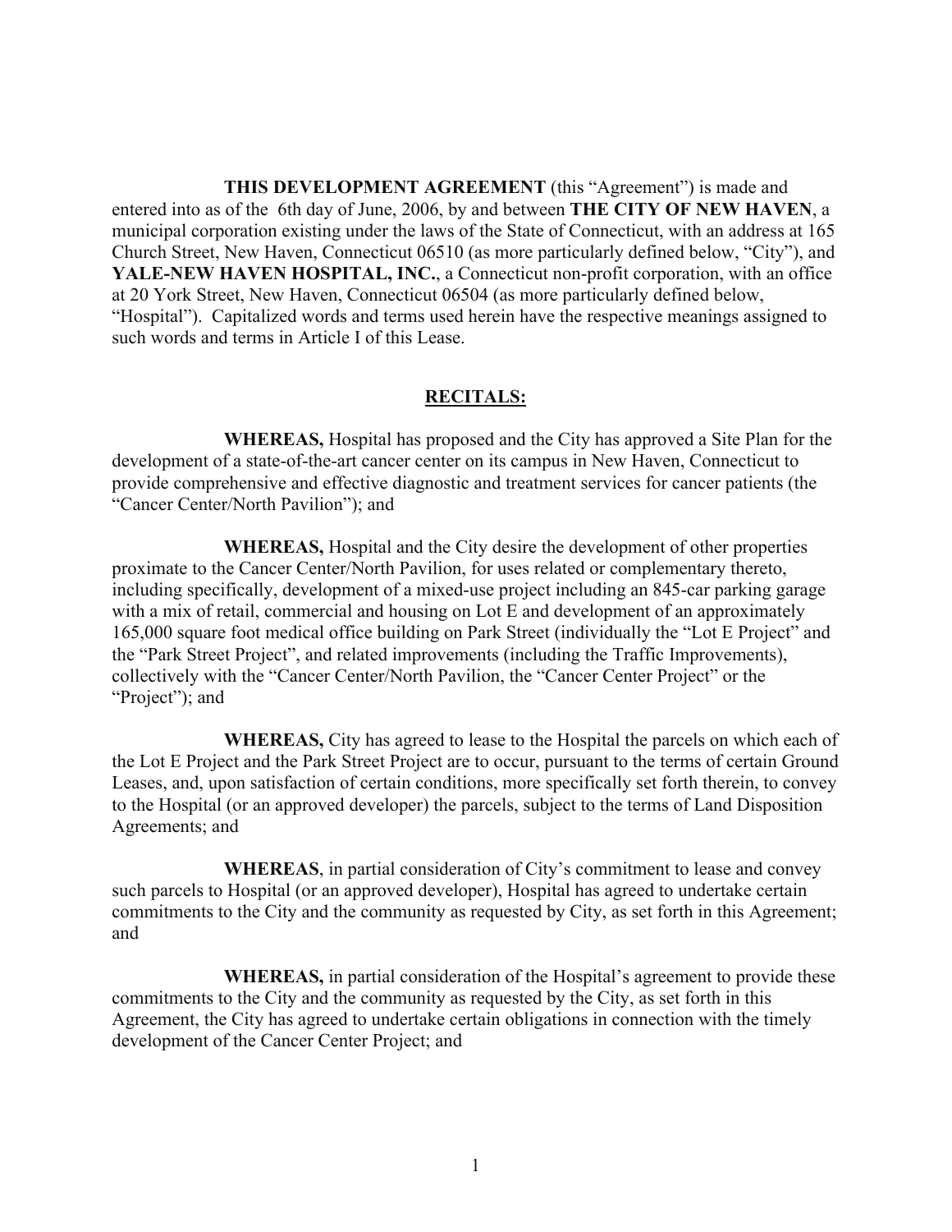**THIS DEVELOPMENT AGREEMENT** (this "Agreement") is made and entered into as of the 6th day of June, 2006, by and between **THE CITY OF NEW HAVEN**, a municipal corporation existing under the laws of the State of Connecticut, with an address at 165 Church Street, New Haven, Connecticut 06510 (as more particularly defined below, "City"), and **YALE-NEW HAVEN HOSPITAL, INC.**, a Connecticut non-profit corporation, with an office at 20 York Street, New Haven, Connecticut 06504 (as more particularly defined below, "Hospital"). Capitalized words and terms used herein have the respective meanings assigned to such words and terms in Article I of this Lease.

## RECITALS:

**WHEREAS,** Hospital has proposed and the City has approved a Site Plan for the development of a state-of-the-art cancer center on its campus in New Haven, Connecticut to provide comprehensive and effective diagnostic and treatment services for cancer patients (the "Cancer Center/North Pavilion"); and

**WHEREAS,** Hospital and the City desire the development of other properties proximate to the Cancer Center/North Pavilion, for uses related or complementary thereto, including specifically, development of a mixed-use project including an 845-car parking garage with a mix of retail, commercial and housing on Lot E and development of an approximately 165,000 square foot medical office building on Park Street (individually the "Lot E Project" and the "Park Street Project", and related improvements (including the Traffic Improvements), collectively with the "Cancer Center/North Pavilion, the "Cancer Center Project" or the "Project"); and

**WHEREAS,** City has agreed to lease to the Hospital the parcels on which each of the Lot E Project and the Park Street Project are to occur, pursuant to the terms of certain Ground Leases, and, upon satisfaction of certain conditions, more specifically set forth therein, to convey to the Hospital (or an approved developer) the parcels, subject to the terms of Land Disposition Agreements; and

**WHEREAS**, in partial consideration of City's commitment to lease and convey such parcels to Hospital (or an approved developer), Hospital has agreed to undertake certain commitments to the City and the community as requested by City, as set forth in this Agreement; and

**WHEREAS,** in partial consideration of the Hospital's agreement to provide these commitments to the City and the community as requested by the City, as set forth in this Agreement, the City has agreed to undertake certain obligations in connection with the timely development of the Cancer Center Project; and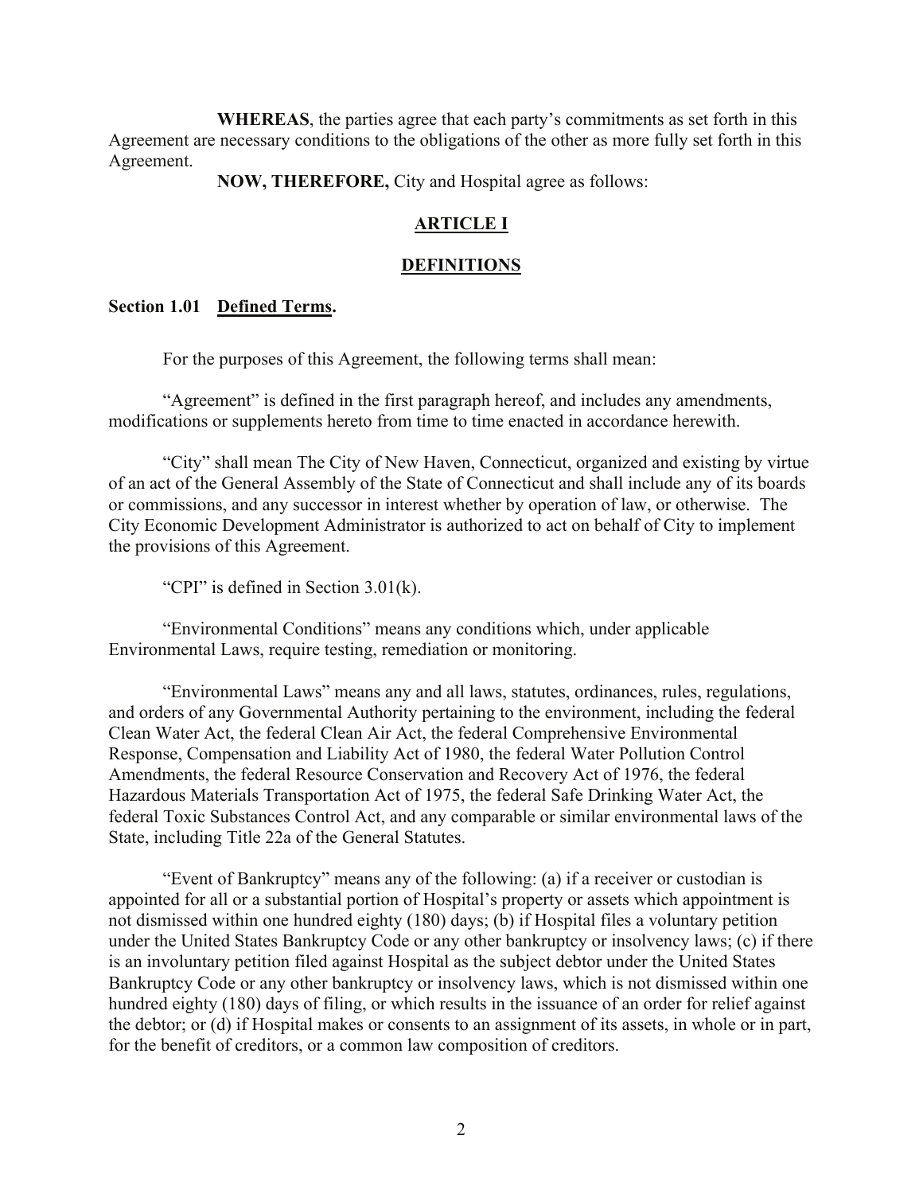**WHEREAS**, the parties agree that each party's commitments as set forth in this Agreement are necessary conditions to the obligations of the other as more fully set forth in this Agreement.

**NOW, THEREFORE,** City and Hospital agree as follows:

## ARTICLE I

## DEFINITIONS

**Section 1.01 Defined Terms.**

For the purposes of this Agreement, the following terms shall mean:

"Agreement" is defined in the first paragraph hereof, and includes any amendments, modifications or supplements hereto from time to time enacted in accordance herewith.

"City" shall mean The City of New Haven, Connecticut, organized and existing by virtue of an act of the General Assembly of the State of Connecticut and shall include any of its boards or commissions, and any successor in interest whether by operation of law, or otherwise. The City Economic Development Administrator is authorized to act on behalf of City to implement the provisions of this Agreement.

"CPI" is defined in Section 3.01(k).

"Environmental Conditions" means any conditions which, under applicable Environmental Laws, require testing, remediation or monitoring.

"Environmental Laws" means any and all laws, statutes, ordinances, rules, regulations, and orders of any Governmental Authority pertaining to the environment, including the federal Clean Water Act, the federal Clean Air Act, the federal Comprehensive Environmental Response, Compensation and Liability Act of 1980, the federal Water Pollution Control Amendments, the federal Resource Conservation and Recovery Act of 1976, the federal Hazardous Materials Transportation Act of 1975, the federal Safe Drinking Water Act, the federal Toxic Substances Control Act, and any comparable or similar environmental laws of the State, including Title 22a of the General Statutes.

"Event of Bankruptcy" means any of the following: (a) if a receiver or custodian is appointed for all or a substantial portion of Hospital's property or assets which appointment is not dismissed within one hundred eighty (180) days; (b) if Hospital files a voluntary petition under the United States Bankruptcy Code or any other bankruptcy or insolvency laws; (c) if there is an involuntary petition filed against Hospital as the subject debtor under the United States Bankruptcy Code or any other bankruptcy or insolvency laws, which is not dismissed within one hundred eighty (180) days of filing, or which results in the issuance of an order for relief against the debtor; or (d) if Hospital makes or consents to an assignment of its assets, in whole or in part, for the benefit of creditors, or a common law composition of creditors.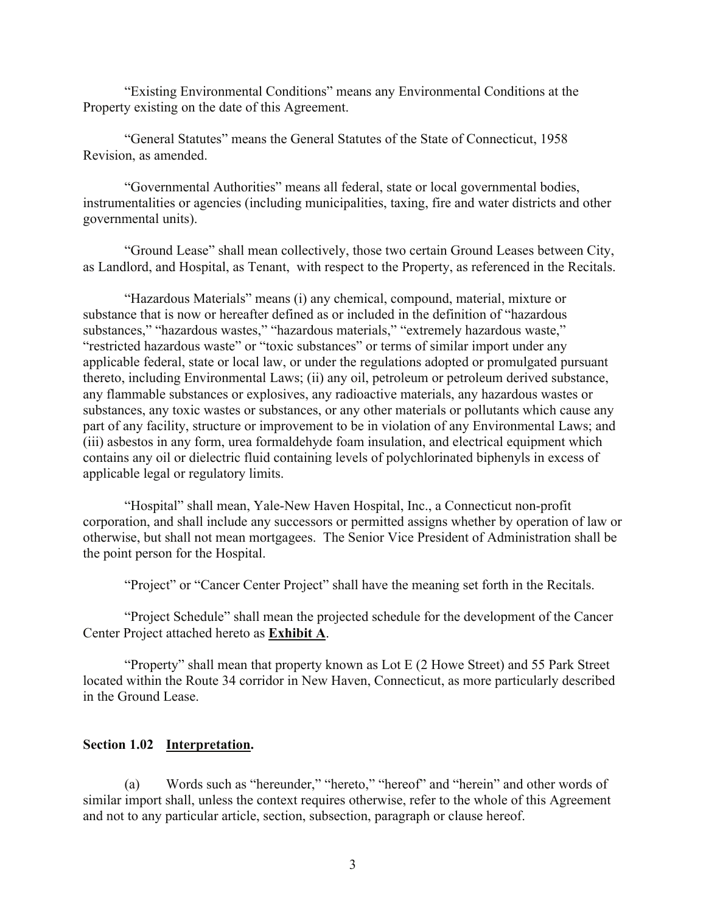"Existing Environmental Conditions" means any Environmental Conditions at the Property existing on the date of this Agreement.

"General Statutes" means the General Statutes of the State of Connecticut, 1958 Revision, as amended.

"Governmental Authorities" means all federal, state or local governmental bodies, instrumentalities or agencies (including municipalities, taxing, fire and water districts and other governmental units).

"Ground Lease" shall mean collectively, those two certain Ground Leases between City, as Landlord, and Hospital, as Tenant, with respect to the Property, as referenced in the Recitals.

"Hazardous Materials" means (i) any chemical, compound, material, mixture or substance that is now or hereafter defined as or included in the definition of "hazardous substances," "hazardous wastes," "hazardous materials," "extremely hazardous waste," "restricted hazardous waste" or "toxic substances" or terms of similar import under any applicable federal, state or local law, or under the regulations adopted or promulgated pursuant thereto, including Environmental Laws; (ii) any oil, petroleum or petroleum derived substance, any flammable substances or explosives, any radioactive materials, any hazardous wastes or substances, any toxic wastes or substances, or any other materials or pollutants which cause any part of any facility, structure or improvement to be in violation of any Environmental Laws; and (iii) asbestos in any form, urea formaldehyde foam insulation, and electrical equipment which contains any oil or dielectric fluid containing levels of polychlorinated biphenyls in excess of applicable legal or regulatory limits.

"Hospital" shall mean, Yale-New Haven Hospital, Inc., a Connecticut non-profit corporation, and shall include any successors or permitted assigns whether by operation of law or otherwise, but shall not mean mortgagees. The Senior Vice President of Administration shall be the point person for the Hospital.

"Project" or "Cancer Center Project" shall have the meaning set forth in the Recitals.

"Project Schedule" shall mean the projected schedule for the development of the Cancer Center Project attached hereto as **Exhibit A**.

"Property" shall mean that property known as Lot E (2 Howe Street) and 55 Park Street located within the Route 34 corridor in New Haven, Connecticut, as more particularly described in the Ground Lease.

**Section 1.02 Interpretation.**

(a) Words such as "hereunder," "hereto," "hereof" and "herein" and other words of similar import shall, unless the context requires otherwise, refer to the whole of this Agreement and not to any particular article, section, subsection, paragraph or clause hereof.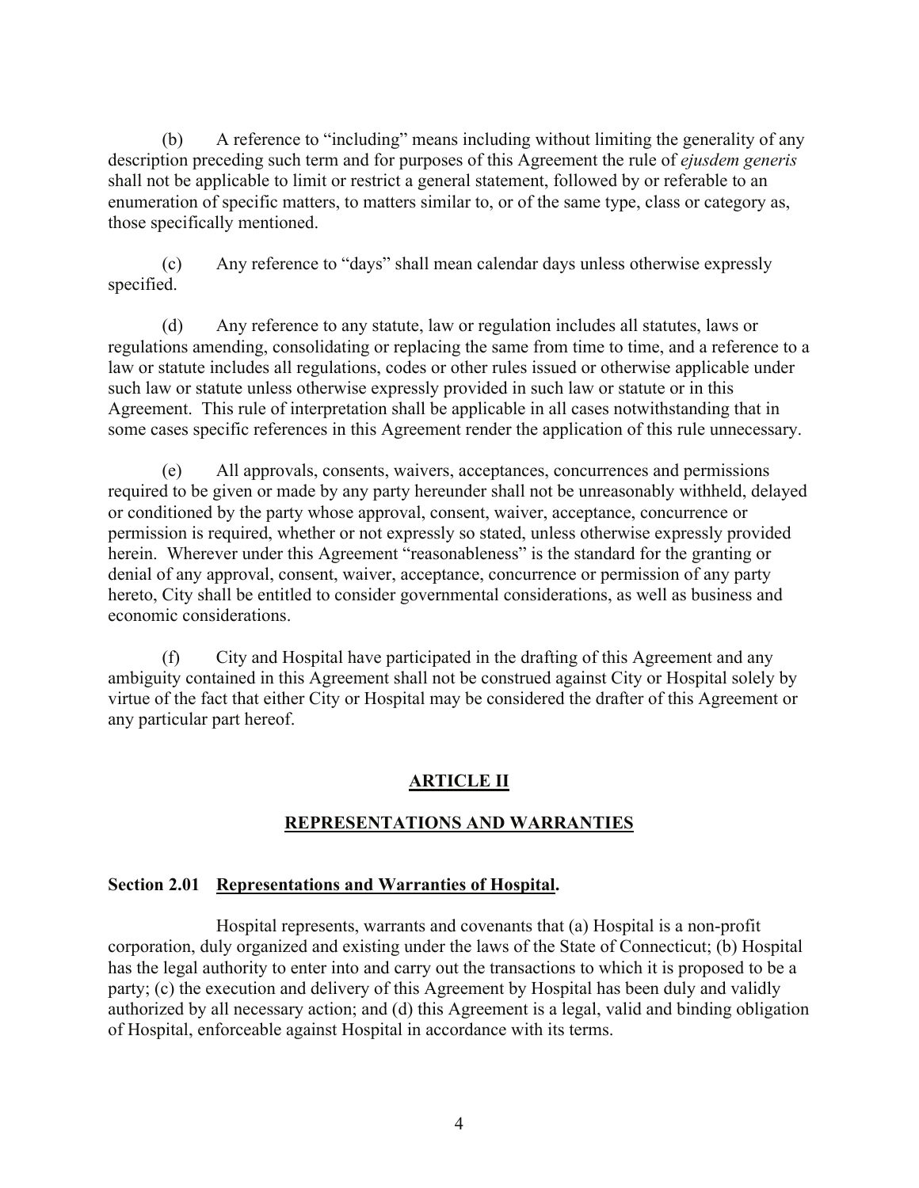(b) A reference to "including" means including without limiting the generality of any description preceding such term and for purposes of this Agreement the rule of *ejusdem generis* shall not be applicable to limit or restrict a general statement, followed by or referable to an enumeration of specific matters, to matters similar to, or of the same type, class or category as, those specifically mentioned.

(c) Any reference to "days" shall mean calendar days unless otherwise expressly specified.

(d) Any reference to any statute, law or regulation includes all statutes, laws or regulations amending, consolidating or replacing the same from time to time, and a reference to a law or statute includes all regulations, codes or other rules issued or otherwise applicable under such law or statute unless otherwise expressly provided in such law or statute or in this Agreement. This rule of interpretation shall be applicable in all cases notwithstanding that in some cases specific references in this Agreement render the application of this rule unnecessary.

(e) All approvals, consents, waivers, acceptances, concurrences and permissions required to be given or made by any party hereunder shall not be unreasonably withheld, delayed or conditioned by the party whose approval, consent, waiver, acceptance, concurrence or permission is required, whether or not expressly so stated, unless otherwise expressly provided herein. Wherever under this Agreement "reasonableness" is the standard for the granting or denial of any approval, consent, waiver, acceptance, concurrence or permission of any party hereto, City shall be entitled to consider governmental considerations, as well as business and economic considerations.

(f) City and Hospital have participated in the drafting of this Agreement and any ambiguity contained in this Agreement shall not be construed against City or Hospital solely by virtue of the fact that either City or Hospital may be considered the drafter of this Agreement or any particular part hereof.

## ARTICLE II

## REPRESENTATIONS AND WARRANTIES

### Section 2.01 Representations and Warranties of Hospital.

Hospital represents, warrants and covenants that (a) Hospital is a non-profit corporation, duly organized and existing under the laws of the State of Connecticut; (b) Hospital has the legal authority to enter into and carry out the transactions to which it is proposed to be a party; (c) the execution and delivery of this Agreement by Hospital has been duly and validly authorized by all necessary action; and (d) this Agreement is a legal, valid and binding obligation of Hospital, enforceable against Hospital in accordance with its terms.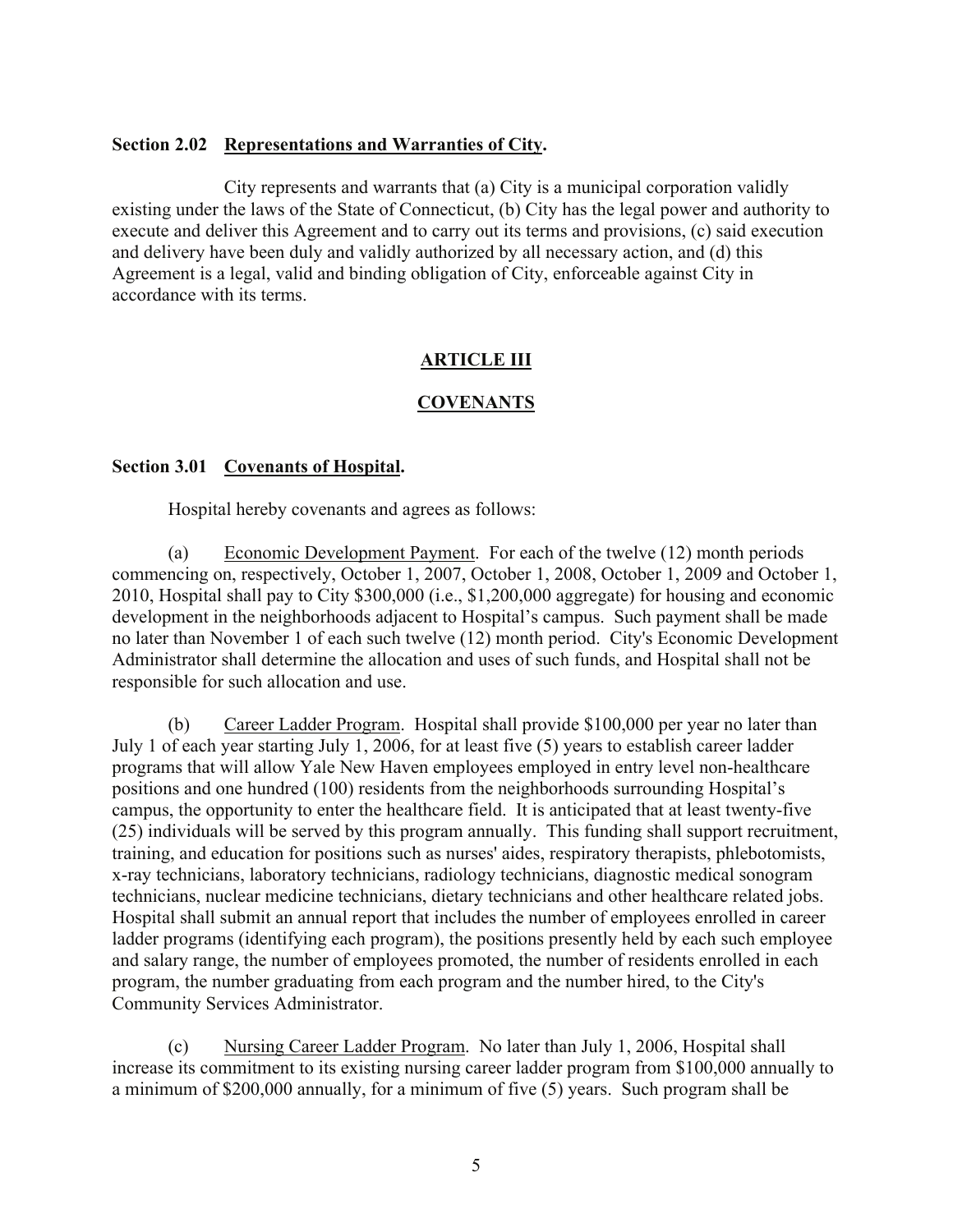**Section 2.02 Representations and Warranties of City.**

City represents and warrants that (a) City is a municipal corporation validly existing under the laws of the State of Connecticut, (b) City has the legal power and authority to execute and deliver this Agreement and to carry out its terms and provisions, (c) said execution and delivery have been duly and validly authorized by all necessary action, and (d) this Agreement is a legal, valid and binding obligation of City, enforceable against City in accordance with its terms.

## ARTICLE III

## COVENANTS

**Section 3.01 Covenants of Hospital.**

Hospital hereby covenants and agrees as follows:

(a) Economic Development Payment. For each of the twelve (12) month periods commencing on, respectively, October 1, 2007, October 1, 2008, October 1, 2009 and October 1, 2010, Hospital shall pay to City $300,000 (i.e., $1,200,000 aggregate) for housing and economic development in the neighborhoods adjacent to Hospital's campus. Such payment shall be made no later than November 1 of each such twelve (12) month period. City's Economic Development Administrator shall determine the allocation and uses of such funds, and Hospital shall not be responsible for such allocation and use.

(b) Career Ladder Program. Hospital shall provide $100,000 per year no later than July 1 of each year starting July 1, 2006, for at least five (5) years to establish career ladder programs that will allow Yale New Haven employees employed in entry level non-healthcare positions and one hundred (100) residents from the neighborhoods surrounding Hospital's campus, the opportunity to enter the healthcare field. It is anticipated that at least twenty-five (25) individuals will be served by this program annually. This funding shall support recruitment, training, and education for positions such as nurses' aides, respiratory therapists, phlebotomists, x-ray technicians, laboratory technicians, radiology technicians, diagnostic medical sonogram technicians, nuclear medicine technicians, dietary technicians and other healthcare related jobs. Hospital shall submit an annual report that includes the number of employees enrolled in career ladder programs (identifying each program), the positions presently held by each such employee and salary range, the number of employees promoted, the number of residents enrolled in each program, the number graduating from each program and the number hired, to the City's Community Services Administrator.

(c) Nursing Career Ladder Program. No later than July 1, 2006, Hospital shall increase its commitment to its existing nursing career ladder program from $100,000 annually to a minimum of $200,000 annually, for a minimum of five (5) years. Such program shall be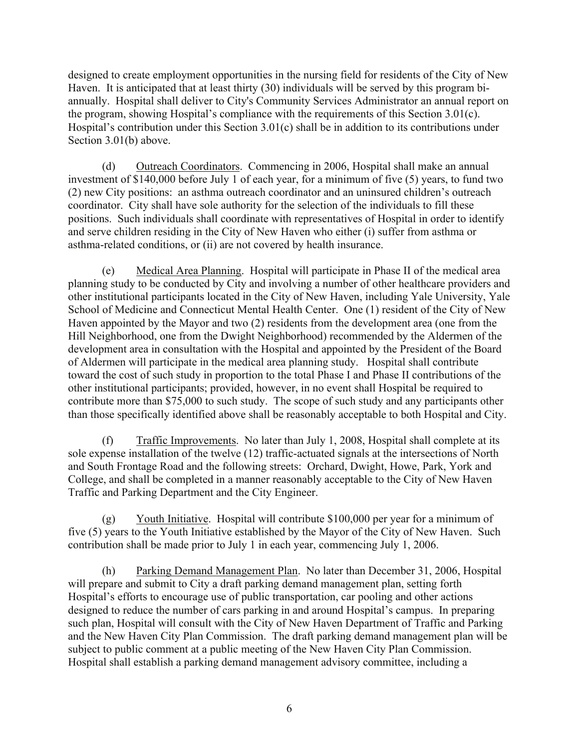designed to create employment opportunities in the nursing field for residents of the City of New Haven. It is anticipated that at least thirty (30) individuals will be served by this program bi-annually. Hospital shall deliver to City's Community Services Administrator an annual report on the program, showing Hospital's compliance with the requirements of this Section 3.01(c). Hospital's contribution under this Section 3.01(c) shall be in addition to its contributions under Section 3.01(b) above.

(d) Outreach Coordinators. Commencing in 2006, Hospital shall make an annual investment of $140,000 before July 1 of each year, for a minimum of five (5) years, to fund two (2) new City positions: an asthma outreach coordinator and an uninsured children's outreach coordinator. City shall have sole authority for the selection of the individuals to fill these positions. Such individuals shall coordinate with representatives of Hospital in order to identify and serve children residing in the City of New Haven who either (i) suffer from asthma or asthma-related conditions, or (ii) are not covered by health insurance.

(e) Medical Area Planning. Hospital will participate in Phase II of the medical area planning study to be conducted by City and involving a number of other healthcare providers and other institutional participants located in the City of New Haven, including Yale University, Yale School of Medicine and Connecticut Mental Health Center. One (1) resident of the City of New Haven appointed by the Mayor and two (2) residents from the development area (one from the Hill Neighborhood, one from the Dwight Neighborhood) recommended by the Aldermen of the development area in consultation with the Hospital and appointed by the President of the Board of Aldermen will participate in the medical area planning study. Hospital shall contribute toward the cost of such study in proportion to the total Phase I and Phase II contributions of the other institutional participants; provided, however, in no event shall Hospital be required to contribute more than $75,000 to such study. The scope of such study and any participants other than those specifically identified above shall be reasonably acceptable to both Hospital and City.

(f) Traffic Improvements. No later than July 1, 2008, Hospital shall complete at its sole expense installation of the twelve (12) traffic-actuated signals at the intersections of North and South Frontage Road and the following streets: Orchard, Dwight, Howe, Park, York and College, and shall be completed in a manner reasonably acceptable to the City of New Haven Traffic and Parking Department and the City Engineer.

(g) Youth Initiative. Hospital will contribute $100,000 per year for a minimum of five (5) years to the Youth Initiative established by the Mayor of the City of New Haven. Such contribution shall be made prior to July 1 in each year, commencing July 1, 2006.

(h) Parking Demand Management Plan. No later than December 31, 2006, Hospital will prepare and submit to City a draft parking demand management plan, setting forth Hospital's efforts to encourage use of public transportation, car pooling and other actions designed to reduce the number of cars parking in and around Hospital's campus. In preparing such plan, Hospital will consult with the City of New Haven Department of Traffic and Parking and the New Haven City Plan Commission. The draft parking demand management plan will be subject to public comment at a public meeting of the New Haven City Plan Commission. Hospital shall establish a parking demand management advisory committee, including a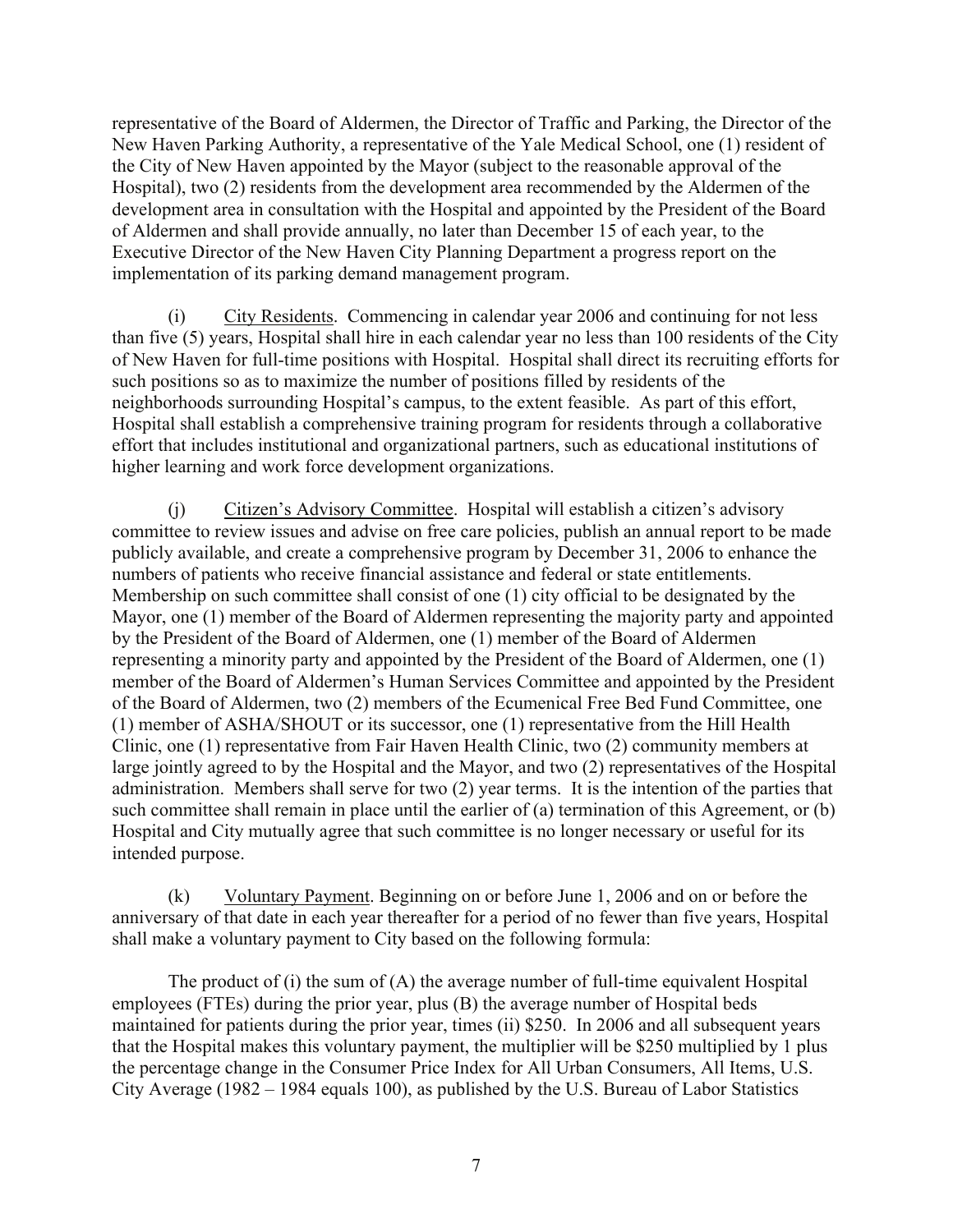representative of the Board of Aldermen, the Director of Traffic and Parking, the Director of the New Haven Parking Authority, a representative of the Yale Medical School, one (1) resident of the City of New Haven appointed by the Mayor (subject to the reasonable approval of the Hospital), two (2) residents from the development area recommended by the Aldermen of the development area in consultation with the Hospital and appointed by the President of the Board of Aldermen and shall provide annually, no later than December 15 of each year, to the Executive Director of the New Haven City Planning Department a progress report on the implementation of its parking demand management program.

(i) City Residents. Commencing in calendar year 2006 and continuing for not less than five (5) years, Hospital shall hire in each calendar year no less than 100 residents of the City of New Haven for full-time positions with Hospital. Hospital shall direct its recruiting efforts for such positions so as to maximize the number of positions filled by residents of the neighborhoods surrounding Hospital's campus, to the extent feasible. As part of this effort, Hospital shall establish a comprehensive training program for residents through a collaborative effort that includes institutional and organizational partners, such as educational institutions of higher learning and work force development organizations.

(j) Citizen's Advisory Committee. Hospital will establish a citizen's advisory committee to review issues and advise on free care policies, publish an annual report to be made publicly available, and create a comprehensive program by December 31, 2006 to enhance the numbers of patients who receive financial assistance and federal or state entitlements. Membership on such committee shall consist of one (1) city official to be designated by the Mayor, one (1) member of the Board of Aldermen representing the majority party and appointed by the President of the Board of Aldermen, one (1) member of the Board of Aldermen representing a minority party and appointed by the President of the Board of Aldermen, one (1) member of the Board of Aldermen's Human Services Committee and appointed by the President of the Board of Aldermen, two (2) members of the Ecumenical Free Bed Fund Committee, one (1) member of ASHA/SHOUT or its successor, one (1) representative from the Hill Health Clinic, one (1) representative from Fair Haven Health Clinic, two (2) community members at large jointly agreed to by the Hospital and the Mayor, and two (2) representatives of the Hospital administration. Members shall serve for two (2) year terms. It is the intention of the parties that such committee shall remain in place until the earlier of (a) termination of this Agreement, or (b) Hospital and City mutually agree that such committee is no longer necessary or useful for its intended purpose.

(k) Voluntary Payment. Beginning on or before June 1, 2006 and on or before the anniversary of that date in each year thereafter for a period of no fewer than five years, Hospital shall make a voluntary payment to City based on the following formula:

The product of (i) the sum of (A) the average number of full-time equivalent Hospital employees (FTEs) during the prior year, plus (B) the average number of Hospital beds maintained for patients during the prior year, times (ii) $250. In 2006 and all subsequent years that the Hospital makes this voluntary payment, the multiplier will be $250 multiplied by 1 plus the percentage change in the Consumer Price Index for All Urban Consumers, All Items, U.S. City Average (1982 – 1984 equals 100), as published by the U.S. Bureau of Labor Statistics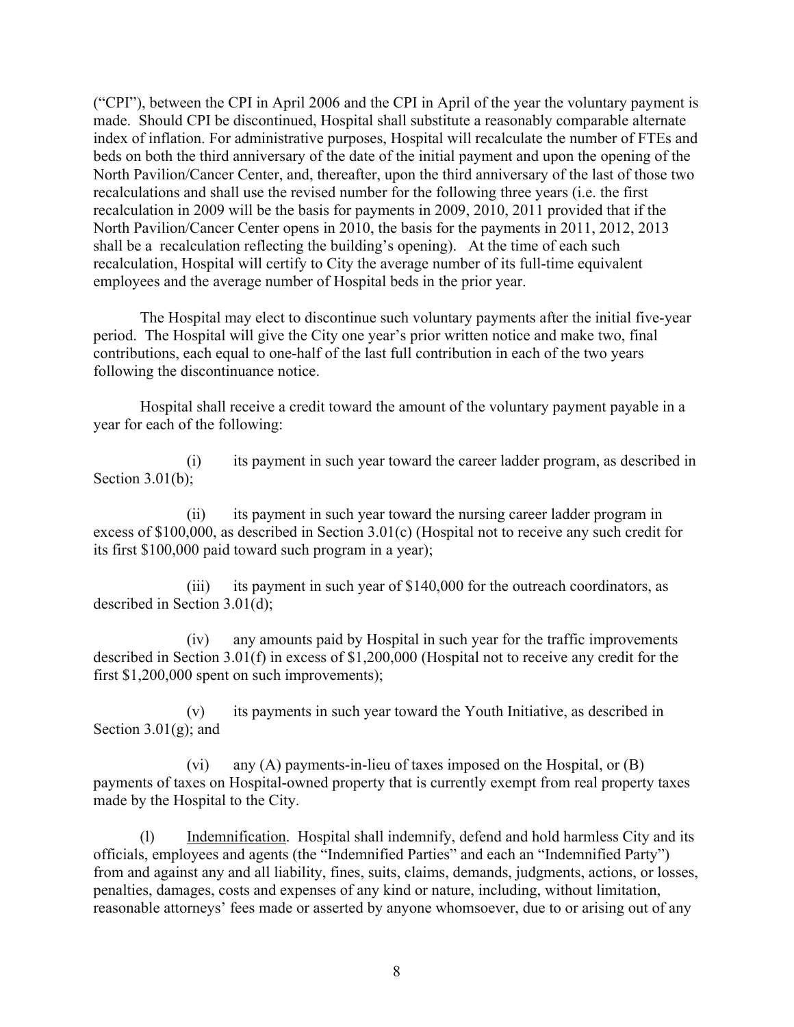("CPI"), between the CPI in April 2006 and the CPI in April of the year the voluntary payment is made. Should CPI be discontinued, Hospital shall substitute a reasonably comparable alternate index of inflation. For administrative purposes, Hospital will recalculate the number of FTEs and beds on both the third anniversary of the date of the initial payment and upon the opening of the North Pavilion/Cancer Center, and, thereafter, upon the third anniversary of the last of those two recalculations and shall use the revised number for the following three years (i.e. the first recalculation in 2009 will be the basis for payments in 2009, 2010, 2011 provided that if the North Pavilion/Cancer Center opens in 2010, the basis for the payments in 2011, 2012, 2013 shall be a recalculation reflecting the building's opening). At the time of each such recalculation, Hospital will certify to City the average number of its full-time equivalent employees and the average number of Hospital beds in the prior year.

The Hospital may elect to discontinue such voluntary payments after the initial five-year period. The Hospital will give the City one year's prior written notice and make two, final contributions, each equal to one-half of the last full contribution in each of the two years following the discontinuance notice.

Hospital shall receive a credit toward the amount of the voluntary payment payable in a year for each of the following:

(i) its payment in such year toward the career ladder program, as described in Section 3.01(b);

(ii) its payment in such year toward the nursing career ladder program in excess of $100,000, as described in Section 3.01(c) (Hospital not to receive any such credit for its first $100,000 paid toward such program in a year);

(iii) its payment in such year of $140,000 for the outreach coordinators, as described in Section 3.01(d);

(iv) any amounts paid by Hospital in such year for the traffic improvements described in Section 3.01(f) in excess of $1,200,000 (Hospital not to receive any credit for the first $1,200,000 spent on such improvements);

(v) its payments in such year toward the Youth Initiative, as described in Section 3.01(g); and

(vi) any (A) payments-in-lieu of taxes imposed on the Hospital, or (B) payments of taxes on Hospital-owned property that is currently exempt from real property taxes made by the Hospital to the City.

(l) Indemnification. Hospital shall indemnify, defend and hold harmless City and its officials, employees and agents (the "Indemnified Parties" and each an "Indemnified Party") from and against any and all liability, fines, suits, claims, demands, judgments, actions, or losses, penalties, damages, costs and expenses of any kind or nature, including, without limitation, reasonable attorneys' fees made or asserted by anyone whomsoever, due to or arising out of any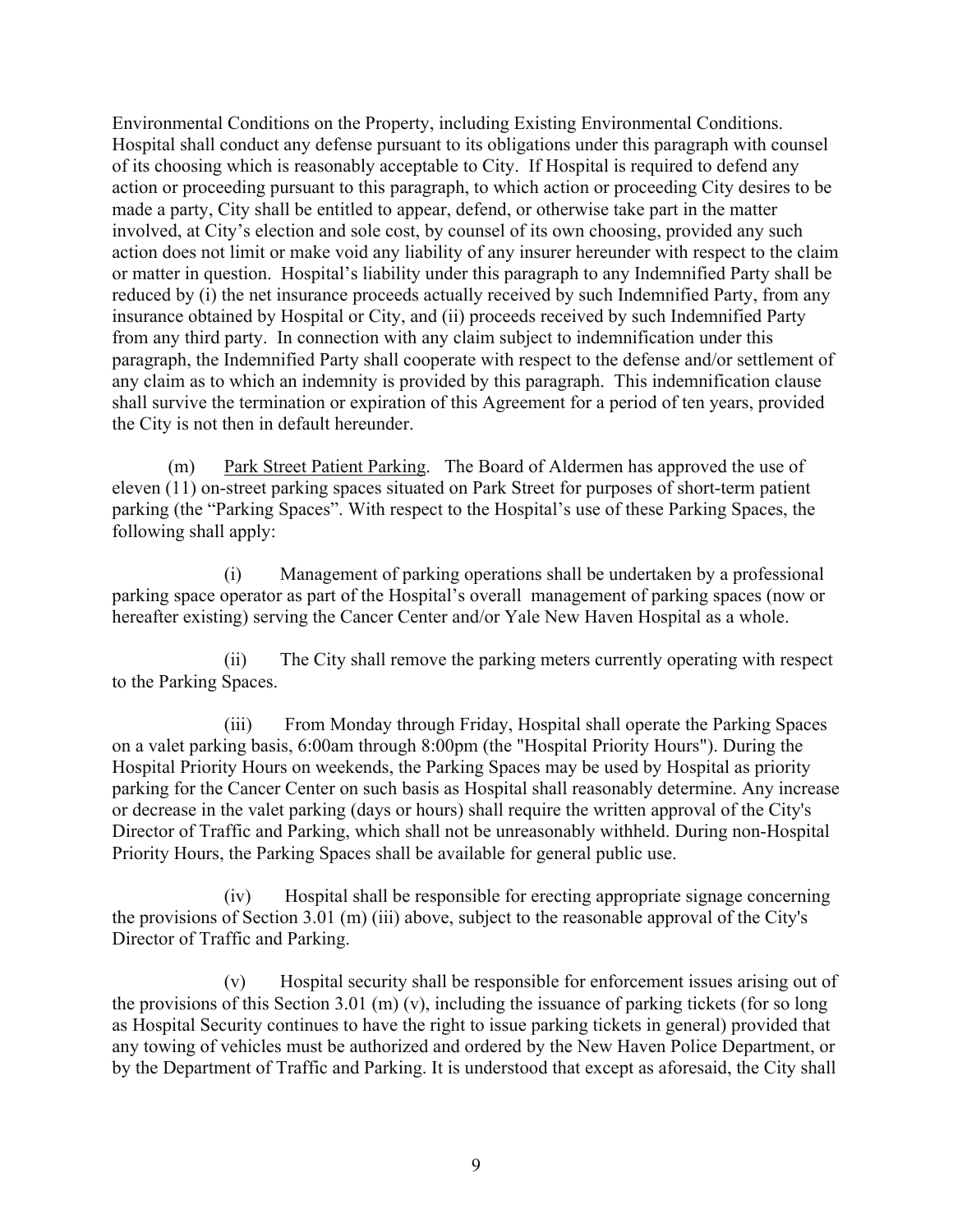Environmental Conditions on the Property, including Existing Environmental Conditions. Hospital shall conduct any defense pursuant to its obligations under this paragraph with counsel of its choosing which is reasonably acceptable to City. If Hospital is required to defend any action or proceeding pursuant to this paragraph, to which action or proceeding City desires to be made a party, City shall be entitled to appear, defend, or otherwise take part in the matter involved, at City's election and sole cost, by counsel of its own choosing, provided any such action does not limit or make void any liability of any insurer hereunder with respect to the claim or matter in question. Hospital's liability under this paragraph to any Indemnified Party shall be reduced by (i) the net insurance proceeds actually received by such Indemnified Party, from any insurance obtained by Hospital or City, and (ii) proceeds received by such Indemnified Party from any third party. In connection with any claim subject to indemnification under this paragraph, the Indemnified Party shall cooperate with respect to the defense and/or settlement of any claim as to which an indemnity is provided by this paragraph. This indemnification clause shall survive the termination or expiration of this Agreement for a period of ten years, provided the City is not then in default hereunder.

(m) Park Street Patient Parking. The Board of Aldermen has approved the use of eleven (11) on-street parking spaces situated on Park Street for purposes of short-term patient parking (the "Parking Spaces". With respect to the Hospital's use of these Parking Spaces, the following shall apply:

(i) Management of parking operations shall be undertaken by a professional parking space operator as part of the Hospital's overall management of parking spaces (now or hereafter existing) serving the Cancer Center and/or Yale New Haven Hospital as a whole.

(ii) The City shall remove the parking meters currently operating with respect to the Parking Spaces.

(iii) From Monday through Friday, Hospital shall operate the Parking Spaces on a valet parking basis, 6:00am through 8:00pm (the "Hospital Priority Hours"). During the Hospital Priority Hours on weekends, the Parking Spaces may be used by Hospital as priority parking for the Cancer Center on such basis as Hospital shall reasonably determine. Any increase or decrease in the valet parking (days or hours) shall require the written approval of the City's Director of Traffic and Parking, which shall not be unreasonably withheld. During non-Hospital Priority Hours, the Parking Spaces shall be available for general public use.

(iv) Hospital shall be responsible for erecting appropriate signage concerning the provisions of Section 3.01 (m) (iii) above, subject to the reasonable approval of the City's Director of Traffic and Parking.

(v) Hospital security shall be responsible for enforcement issues arising out of the provisions of this Section 3.01 (m) (v), including the issuance of parking tickets (for so long as Hospital Security continues to have the right to issue parking tickets in general) provided that any towing of vehicles must be authorized and ordered by the New Haven Police Department, or by the Department of Traffic and Parking. It is understood that except as aforesaid, the City shall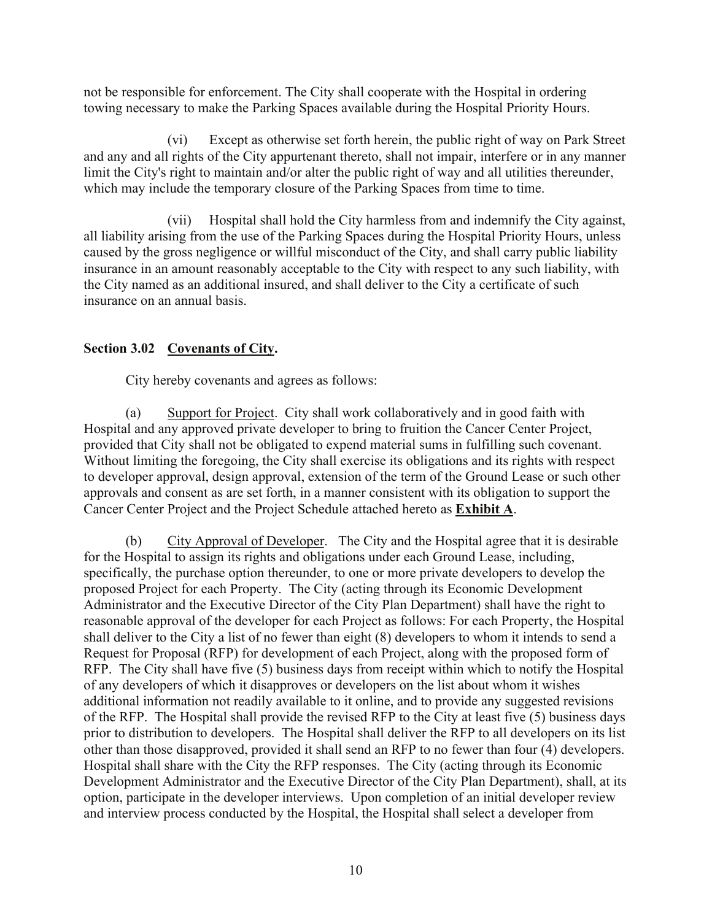not be responsible for enforcement. The City shall cooperate with the Hospital in ordering towing necessary to make the Parking Spaces available during the Hospital Priority Hours.

(vi) Except as otherwise set forth herein, the public right of way on Park Street and any and all rights of the City appurtenant thereto, shall not impair, interfere or in any manner limit the City's right to maintain and/or alter the public right of way and all utilities thereunder, which may include the temporary closure of the Parking Spaces from time to time.

(vii) Hospital shall hold the City harmless from and indemnify the City against, all liability arising from the use of the Parking Spaces during the Hospital Priority Hours, unless caused by the gross negligence or willful misconduct of the City, and shall carry public liability insurance in an amount reasonably acceptable to the City with respect to any such liability, with the City named as an additional insured, and shall deliver to the City a certificate of such insurance on an annual basis.

**Section 3.02 Covenants of City.**

City hereby covenants and agrees as follows:

(a) Support for Project. City shall work collaboratively and in good faith with Hospital and any approved private developer to bring to fruition the Cancer Center Project, provided that City shall not be obligated to expend material sums in fulfilling such covenant. Without limiting the foregoing, the City shall exercise its obligations and its rights with respect to developer approval, design approval, extension of the term of the Ground Lease or such other approvals and consent as are set forth, in a manner consistent with its obligation to support the Cancer Center Project and the Project Schedule attached hereto as **Exhibit A**.

(b) City Approval of Developer. The City and the Hospital agree that it is desirable for the Hospital to assign its rights and obligations under each Ground Lease, including, specifically, the purchase option thereunder, to one or more private developers to develop the proposed Project for each Property. The City (acting through its Economic Development Administrator and the Executive Director of the City Plan Department) shall have the right to reasonable approval of the developer for each Project as follows: For each Property, the Hospital shall deliver to the City a list of no fewer than eight (8) developers to whom it intends to send a Request for Proposal (RFP) for development of each Project, along with the proposed form of RFP. The City shall have five (5) business days from receipt within which to notify the Hospital of any developers of which it disapproves or developers on the list about whom it wishes additional information not readily available to it online, and to provide any suggested revisions of the RFP. The Hospital shall provide the revised RFP to the City at least five (5) business days prior to distribution to developers. The Hospital shall deliver the RFP to all developers on its list other than those disapproved, provided it shall send an RFP to no fewer than four (4) developers. Hospital shall share with the City the RFP responses. The City (acting through its Economic Development Administrator and the Executive Director of the City Plan Department), shall, at its option, participate in the developer interviews. Upon completion of an initial developer review and interview process conducted by the Hospital, the Hospital shall select a developer from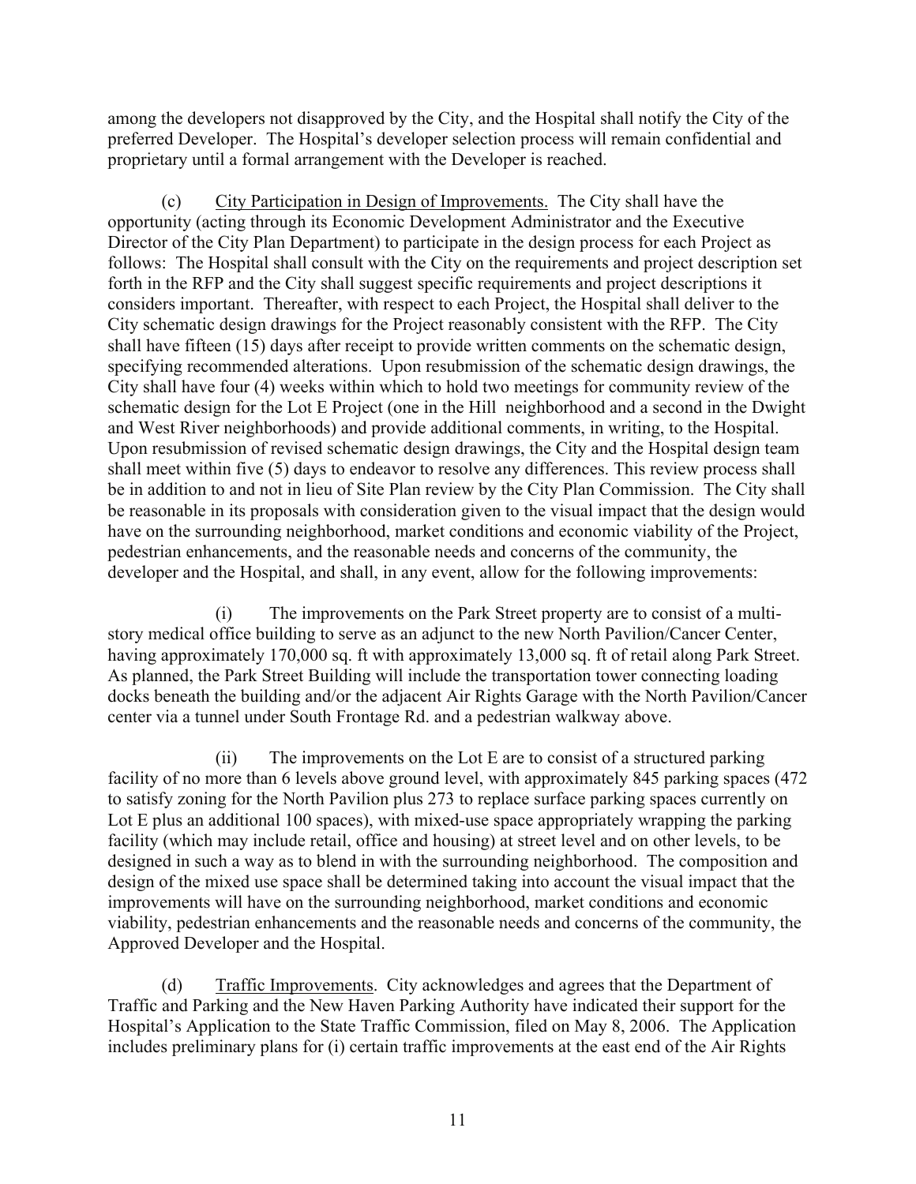among the developers not disapproved by the City, and the Hospital shall notify the City of the preferred Developer. The Hospital's developer selection process will remain confidential and proprietary until a formal arrangement with the Developer is reached.

(c) City Participation in Design of Improvements. The City shall have the opportunity (acting through its Economic Development Administrator and the Executive Director of the City Plan Department) to participate in the design process for each Project as follows: The Hospital shall consult with the City on the requirements and project description set forth in the RFP and the City shall suggest specific requirements and project descriptions it considers important. Thereafter, with respect to each Project, the Hospital shall deliver to the City schematic design drawings for the Project reasonably consistent with the RFP. The City shall have fifteen (15) days after receipt to provide written comments on the schematic design, specifying recommended alterations. Upon resubmission of the schematic design drawings, the City shall have four (4) weeks within which to hold two meetings for community review of the schematic design for the Lot E Project (one in the Hill neighborhood and a second in the Dwight and West River neighborhoods) and provide additional comments, in writing, to the Hospital. Upon resubmission of revised schematic design drawings, the City and the Hospital design team shall meet within five (5) days to endeavor to resolve any differences. This review process shall be in addition to and not in lieu of Site Plan review by the City Plan Commission. The City shall be reasonable in its proposals with consideration given to the visual impact that the design would have on the surrounding neighborhood, market conditions and economic viability of the Project, pedestrian enhancements, and the reasonable needs and concerns of the community, the developer and the Hospital, and shall, in any event, allow for the following improvements:

(i) The improvements on the Park Street property are to consist of a multi-story medical office building to serve as an adjunct to the new North Pavilion/Cancer Center, having approximately 170,000 sq. ft with approximately 13,000 sq. ft of retail along Park Street. As planned, the Park Street Building will include the transportation tower connecting loading docks beneath the building and/or the adjacent Air Rights Garage with the North Pavilion/Cancer center via a tunnel under South Frontage Rd. and a pedestrian walkway above.

(ii) The improvements on the Lot E are to consist of a structured parking facility of no more than 6 levels above ground level, with approximately 845 parking spaces (472 to satisfy zoning for the North Pavilion plus 273 to replace surface parking spaces currently on Lot E plus an additional 100 spaces), with mixed-use space appropriately wrapping the parking facility (which may include retail, office and housing) at street level and on other levels, to be designed in such a way as to blend in with the surrounding neighborhood. The composition and design of the mixed use space shall be determined taking into account the visual impact that the improvements will have on the surrounding neighborhood, market conditions and economic viability, pedestrian enhancements and the reasonable needs and concerns of the community, the Approved Developer and the Hospital.

(d) Traffic Improvements. City acknowledges and agrees that the Department of Traffic and Parking and the New Haven Parking Authority have indicated their support for the Hospital's Application to the State Traffic Commission, filed on May 8, 2006. The Application includes preliminary plans for (i) certain traffic improvements at the east end of the Air Rights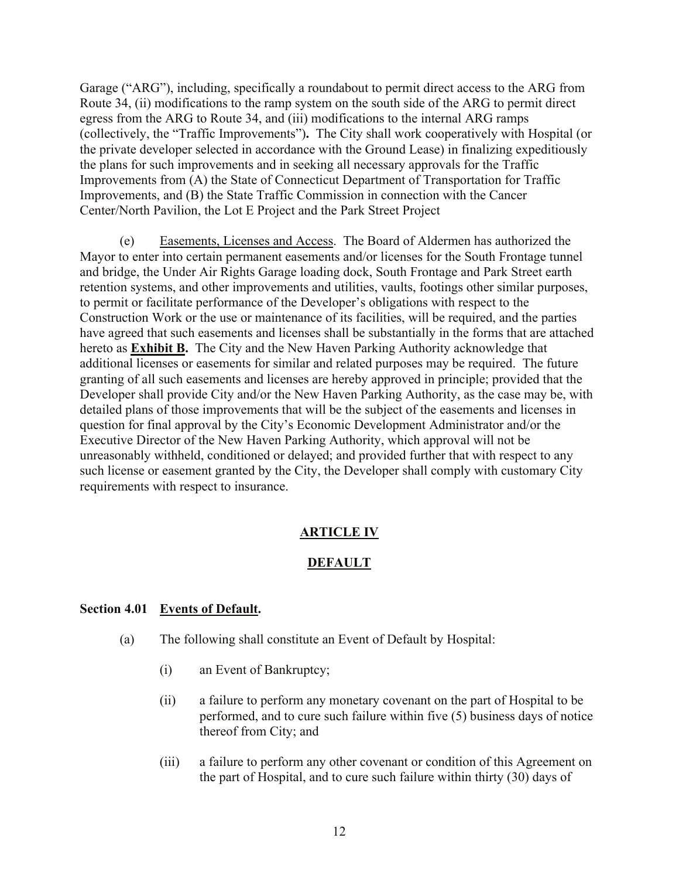Garage ("ARG"), including, specifically a roundabout to permit direct access to the ARG from Route 34, (ii) modifications to the ramp system on the south side of the ARG to permit direct egress from the ARG to Route 34, and (iii) modifications to the internal ARG ramps (collectively, the "Traffic Improvements")**.** The City shall work cooperatively with Hospital (or the private developer selected in accordance with the Ground Lease) in finalizing expeditiously the plans for such improvements and in seeking all necessary approvals for the Traffic Improvements from (A) the State of Connecticut Department of Transportation for Traffic Improvements, and (B) the State Traffic Commission in connection with the Cancer Center/North Pavilion, the Lot E Project and the Park Street Project

(e) Easements, Licenses and Access. The Board of Aldermen has authorized the Mayor to enter into certain permanent easements and/or licenses for the South Frontage tunnel and bridge, the Under Air Rights Garage loading dock, South Frontage and Park Street earth retention systems, and other improvements and utilities, vaults, footings other similar purposes, to permit or facilitate performance of the Developer's obligations with respect to the Construction Work or the use or maintenance of its facilities, will be required, and the parties have agreed that such easements and licenses shall be substantially in the forms that are attached hereto as **Exhibit B.** The City and the New Haven Parking Authority acknowledge that additional licenses or easements for similar and related purposes may be required. The future granting of all such easements and licenses are hereby approved in principle; provided that the Developer shall provide City and/or the New Haven Parking Authority, as the case may be, with detailed plans of those improvements that will be the subject of the easements and licenses in question for final approval by the City's Economic Development Administrator and/or the Executive Director of the New Haven Parking Authority, which approval will not be unreasonably withheld, conditioned or delayed; and provided further that with respect to any such license or easement granted by the City, the Developer shall comply with customary City requirements with respect to insurance.

## ARTICLE IV

## DEFAULT

### Section 4.01 Events of Default.

(a) The following shall constitute an Event of Default by Hospital:

(i) an Event of Bankruptcy;

(ii) a failure to perform any monetary covenant on the part of Hospital to be performed, and to cure such failure within five (5) business days of notice thereof from City; and

(iii) a failure to perform any other covenant or condition of this Agreement on the part of Hospital, and to cure such failure within thirty (30) days of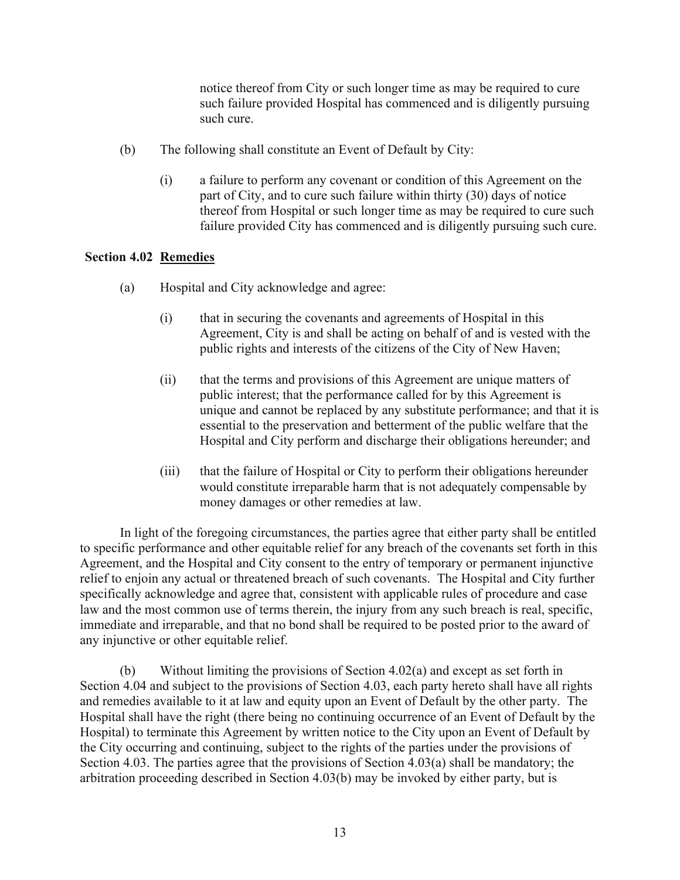notice thereof from City or such longer time as may be required to cure such failure provided Hospital has commenced and is diligently pursuing such cure.

(b) The following shall constitute an Event of Default by City:

(i) a failure to perform any covenant or condition of this Agreement on the part of City, and to cure such failure within thirty (30) days of notice thereof from Hospital or such longer time as may be required to cure such failure provided City has commenced and is diligently pursuing such cure.

**Section 4.02 <u>Remedies</u>**

(a) Hospital and City acknowledge and agree:

(i) that in securing the covenants and agreements of Hospital in this Agreement, City is and shall be acting on behalf of and is vested with the public rights and interests of the citizens of the City of New Haven;

(ii) that the terms and provisions of this Agreement are unique matters of public interest; that the performance called for by this Agreement is unique and cannot be replaced by any substitute performance; and that it is essential to the preservation and betterment of the public welfare that the Hospital and City perform and discharge their obligations hereunder; and

(iii) that the failure of Hospital or City to perform their obligations hereunder would constitute irreparable harm that is not adequately compensable by money damages or other remedies at law.

In light of the foregoing circumstances, the parties agree that either party shall be entitled to specific performance and other equitable relief for any breach of the covenants set forth in this Agreement, and the Hospital and City consent to the entry of temporary or permanent injunctive relief to enjoin any actual or threatened breach of such covenants. The Hospital and City further specifically acknowledge and agree that, consistent with applicable rules of procedure and case law and the most common use of terms therein, the injury from any such breach is real, specific, immediate and irreparable, and that no bond shall be required to be posted prior to the award of any injunctive or other equitable relief.

(b) Without limiting the provisions of Section 4.02(a) and except as set forth in Section 4.04 and subject to the provisions of Section 4.03, each party hereto shall have all rights and remedies available to it at law and equity upon an Event of Default by the other party. The Hospital shall have the right (there being no continuing occurrence of an Event of Default by the Hospital) to terminate this Agreement by written notice to the City upon an Event of Default by the City occurring and continuing, subject to the rights of the parties under the provisions of Section 4.03. The parties agree that the provisions of Section 4.03(a) shall be mandatory; the arbitration proceeding described in Section 4.03(b) may be invoked by either party, but is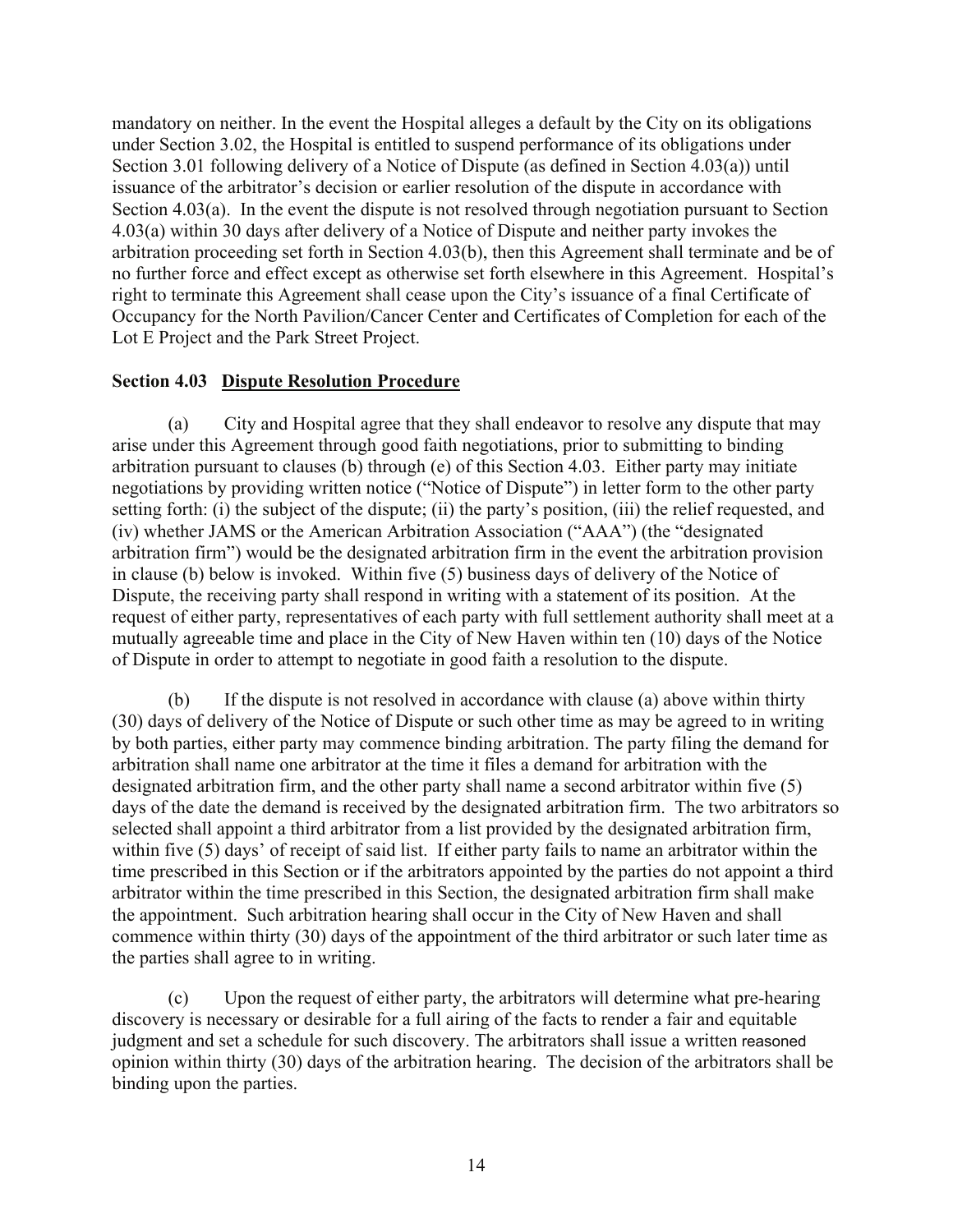mandatory on neither. In the event the Hospital alleges a default by the City on its obligations under Section 3.02, the Hospital is entitled to suspend performance of its obligations under Section 3.01 following delivery of a Notice of Dispute (as defined in Section 4.03(a)) until issuance of the arbitrator's decision or earlier resolution of the dispute in accordance with Section 4.03(a). In the event the dispute is not resolved through negotiation pursuant to Section 4.03(a) within 30 days after delivery of a Notice of Dispute and neither party invokes the arbitration proceeding set forth in Section 4.03(b), then this Agreement shall terminate and be of no further force and effect except as otherwise set forth elsewhere in this Agreement. Hospital's right to terminate this Agreement shall cease upon the City's issuance of a final Certificate of Occupancy for the North Pavilion/Cancer Center and Certificates of Completion for each of the Lot E Project and the Park Street Project.

**Section 4.03 Dispute Resolution Procedure**

(a) City and Hospital agree that they shall endeavor to resolve any dispute that may arise under this Agreement through good faith negotiations, prior to submitting to binding arbitration pursuant to clauses (b) through (e) of this Section 4.03. Either party may initiate negotiations by providing written notice ("Notice of Dispute") in letter form to the other party setting forth: (i) the subject of the dispute; (ii) the party's position, (iii) the relief requested, and (iv) whether JAMS or the American Arbitration Association ("AAA") (the "designated arbitration firm") would be the designated arbitration firm in the event the arbitration provision in clause (b) below is invoked. Within five (5) business days of delivery of the Notice of Dispute, the receiving party shall respond in writing with a statement of its position. At the request of either party, representatives of each party with full settlement authority shall meet at a mutually agreeable time and place in the City of New Haven within ten (10) days of the Notice of Dispute in order to attempt to negotiate in good faith a resolution to the dispute.

(b) If the dispute is not resolved in accordance with clause (a) above within thirty (30) days of delivery of the Notice of Dispute or such other time as may be agreed to in writing by both parties, either party may commence binding arbitration. The party filing the demand for arbitration shall name one arbitrator at the time it files a demand for arbitration with the designated arbitration firm, and the other party shall name a second arbitrator within five (5) days of the date the demand is received by the designated arbitration firm. The two arbitrators so selected shall appoint a third arbitrator from a list provided by the designated arbitration firm, within five (5) days' of receipt of said list. If either party fails to name an arbitrator within the time prescribed in this Section or if the arbitrators appointed by the parties do not appoint a third arbitrator within the time prescribed in this Section, the designated arbitration firm shall make the appointment. Such arbitration hearing shall occur in the City of New Haven and shall commence within thirty (30) days of the appointment of the third arbitrator or such later time as the parties shall agree to in writing.

(c) Upon the request of either party, the arbitrators will determine what pre-hearing discovery is necessary or desirable for a full airing of the facts to render a fair and equitable judgment and set a schedule for such discovery. The arbitrators shall issue a written reasoned opinion within thirty (30) days of the arbitration hearing. The decision of the arbitrators shall be binding upon the parties.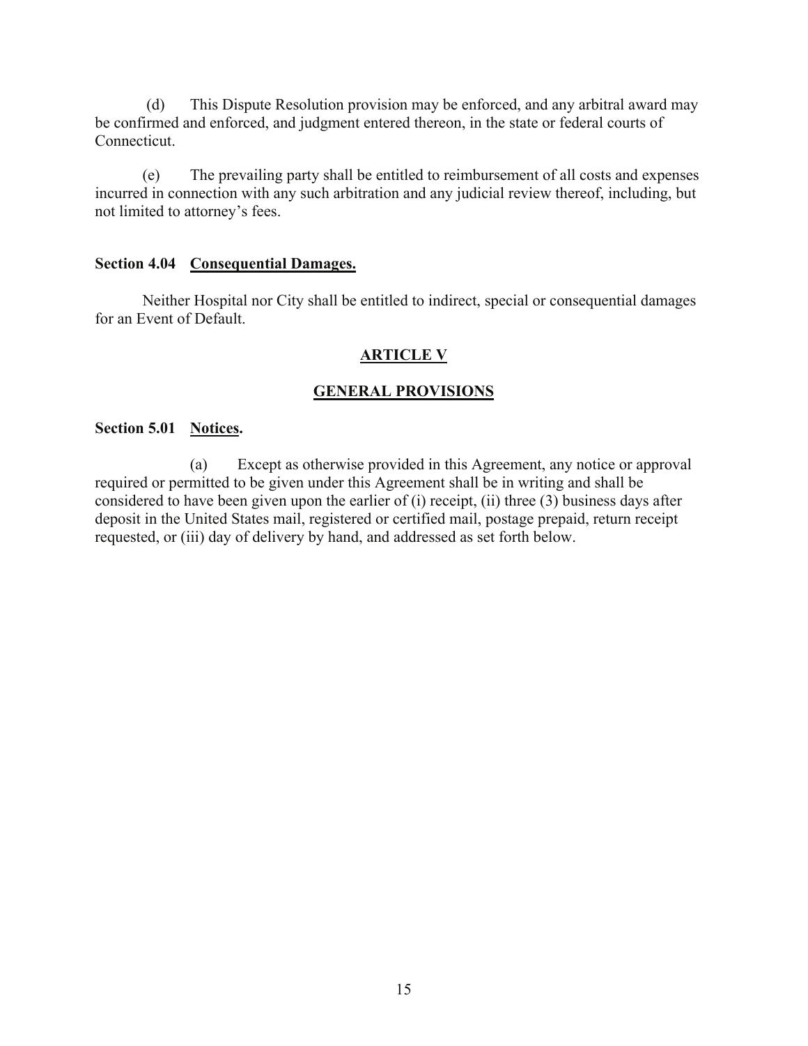(d) This Dispute Resolution provision may be enforced, and any arbitral award may be confirmed and enforced, and judgment entered thereon, in the state or federal courts of Connecticut.

(e) The prevailing party shall be entitled to reimbursement of all costs and expenses incurred in connection with any such arbitration and any judicial review thereof, including, but not limited to attorney's fees.

**Section 4.04 Consequential Damages.**

Neither Hospital nor City shall be entitled to indirect, special or consequential damages for an Event of Default.

## ARTICLE V

## GENERAL PROVISIONS

**Section 5.01 Notices.**

(a) Except as otherwise provided in this Agreement, any notice or approval required or permitted to be given under this Agreement shall be in writing and shall be considered to have been given upon the earlier of (i) receipt, (ii) three (3) business days after deposit in the United States mail, registered or certified mail, postage prepaid, return receipt requested, or (iii) day of delivery by hand, and addressed as set forth below.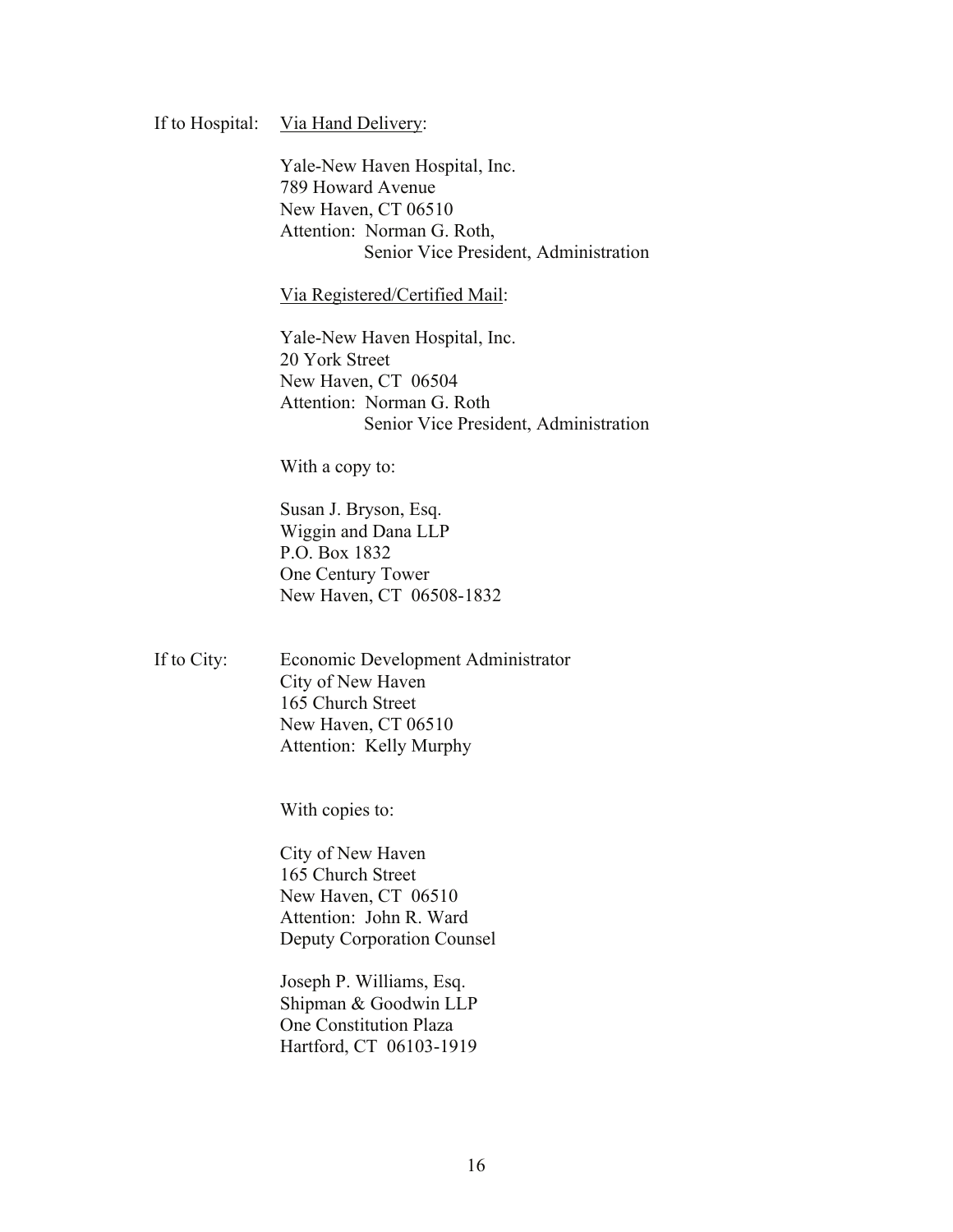If to Hospital: Via Hand Delivery:

Yale-New Haven Hospital, Inc.
789 Howard Avenue
New Haven, CT 06510
Attention: Norman G. Roth,
Senior Vice President, Administration

Via Registered/Certified Mail:

Yale-New Haven Hospital, Inc.
20 York Street
New Haven, CT 06504
Attention: Norman G. Roth
Senior Vice President, Administration

With a copy to:

Susan J. Bryson, Esq.
Wiggin and Dana LLP
P.O. Box 1832
One Century Tower
New Haven, CT 06508-1832

If to City: Economic Development Administrator
City of New Haven
165 Church Street
New Haven, CT 06510
Attention: Kelly Murphy

With copies to:

City of New Haven
165 Church Street
New Haven, CT 06510
Attention: John R. Ward
Deputy Corporation Counsel

Joseph P. Williams, Esq.
Shipman & Goodwin LLP
One Constitution Plaza
Hartford, CT 06103-1919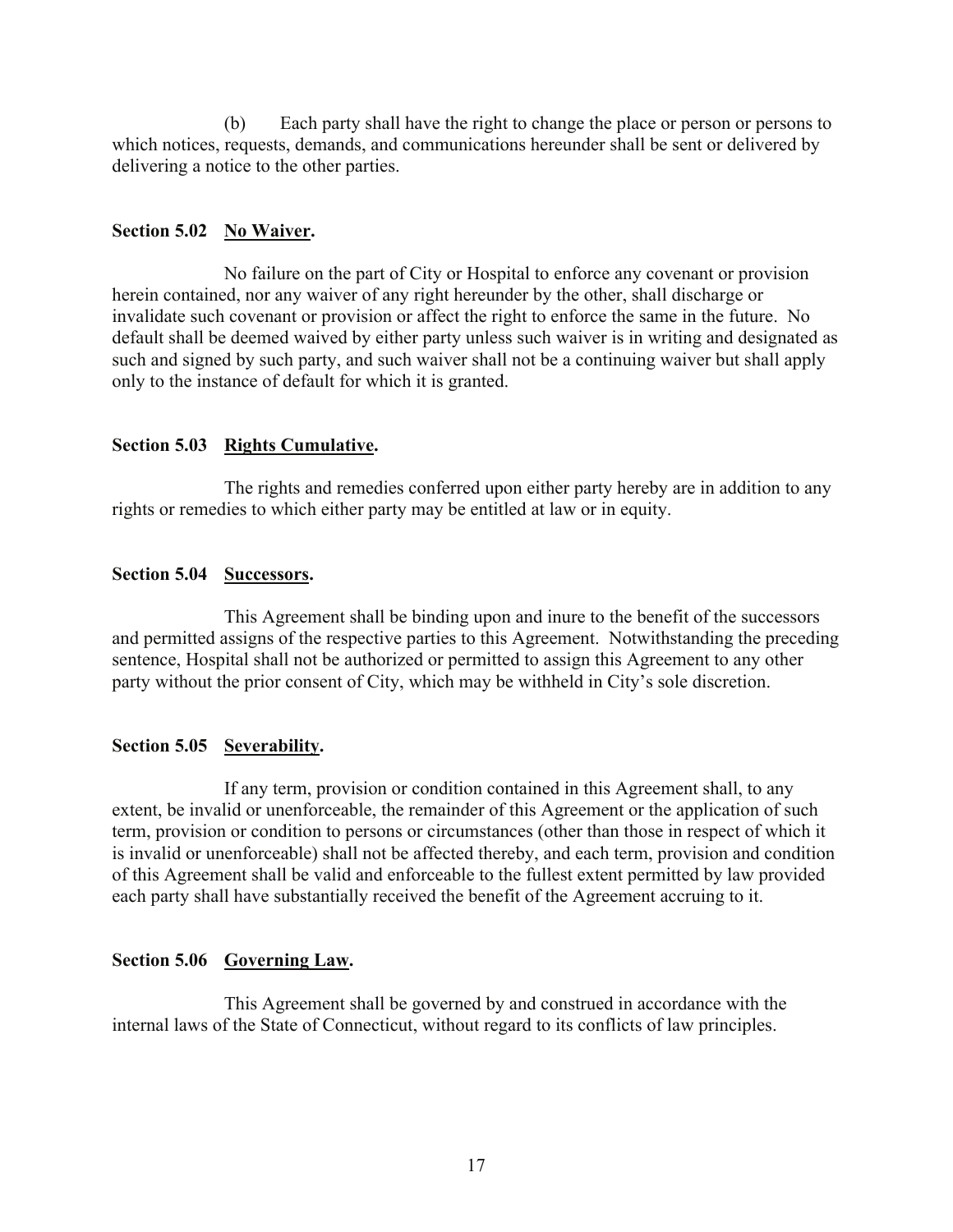(b) Each party shall have the right to change the place or person or persons to which notices, requests, demands, and communications hereunder shall be sent or delivered by delivering a notice to the other parties.

**Section 5.02 <u>No Waiver</u>.**

No failure on the part of City or Hospital to enforce any covenant or provision herein contained, nor any waiver of any right hereunder by the other, shall discharge or invalidate such covenant or provision or affect the right to enforce the same in the future. No default shall be deemed waived by either party unless such waiver is in writing and designated as such and signed by such party, and such waiver shall not be a continuing waiver but shall apply only to the instance of default for which it is granted.

**Section 5.03 <u>Rights Cumulative</u>.**

The rights and remedies conferred upon either party hereby are in addition to any rights or remedies to which either party may be entitled at law or in equity.

**Section 5.04 <u>Successors</u>.**

This Agreement shall be binding upon and inure to the benefit of the successors and permitted assigns of the respective parties to this Agreement. Notwithstanding the preceding sentence, Hospital shall not be authorized or permitted to assign this Agreement to any other party without the prior consent of City, which may be withheld in City's sole discretion.

**Section 5.05 <u>Severability</u>.**

If any term, provision or condition contained in this Agreement shall, to any extent, be invalid or unenforceable, the remainder of this Agreement or the application of such term, provision or condition to persons or circumstances (other than those in respect of which it is invalid or unenforceable) shall not be affected thereby, and each term, provision and condition of this Agreement shall be valid and enforceable to the fullest extent permitted by law provided each party shall have substantially received the benefit of the Agreement accruing to it.

**Section 5.06 <u>Governing Law</u>.**

This Agreement shall be governed by and construed in accordance with the internal laws of the State of Connecticut, without regard to its conflicts of law principles.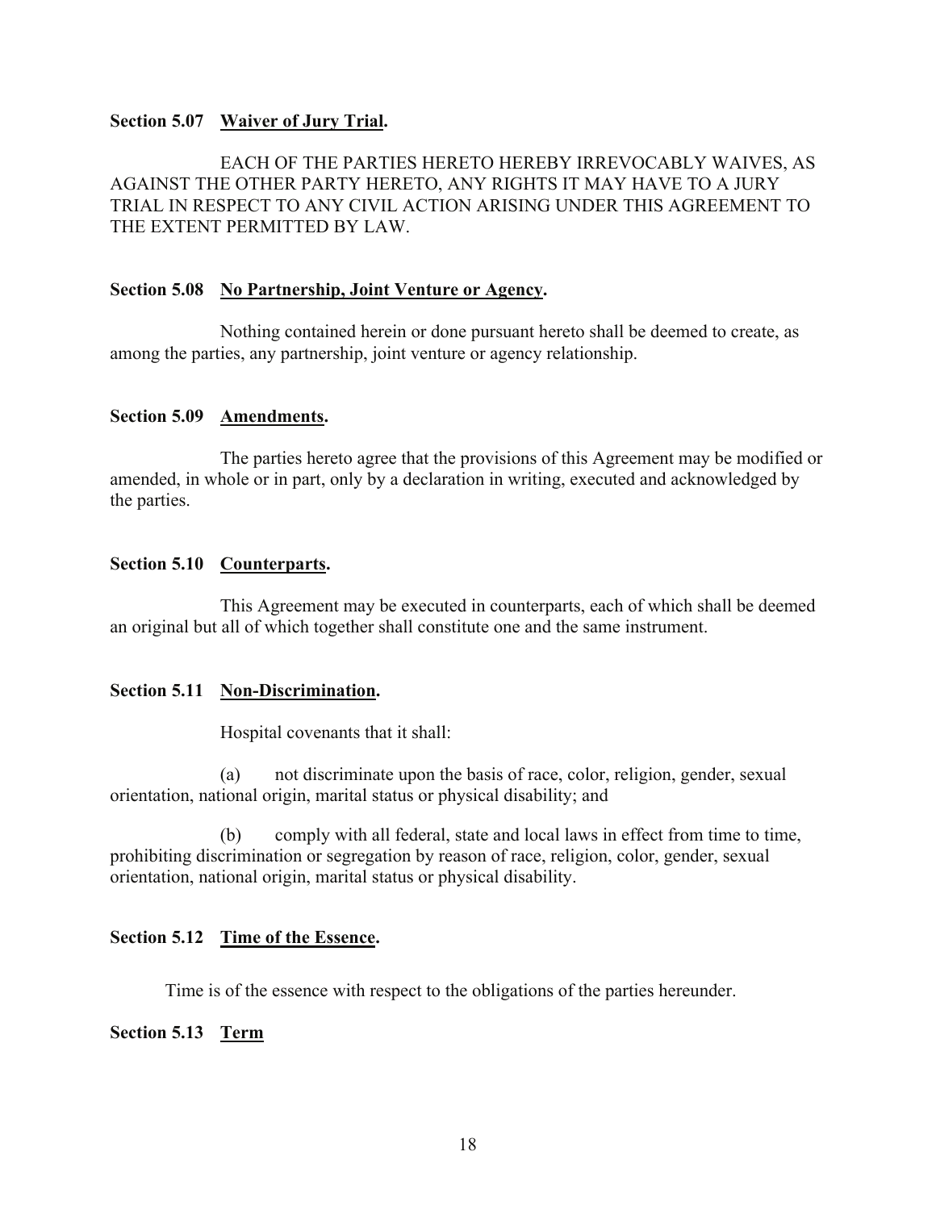**Section 5.07 Waiver of Jury Trial.**

EACH OF THE PARTIES HERETO HEREBY IRREVOCABLY WAIVES, AS AGAINST THE OTHER PARTY HERETO, ANY RIGHTS IT MAY HAVE TO A JURY TRIAL IN RESPECT TO ANY CIVIL ACTION ARISING UNDER THIS AGREEMENT TO THE EXTENT PERMITTED BY LAW.

**Section 5.08 No Partnership, Joint Venture or Agency.**

Nothing contained herein or done pursuant hereto shall be deemed to create, as among the parties, any partnership, joint venture or agency relationship.

**Section 5.09 Amendments.**

The parties hereto agree that the provisions of this Agreement may be modified or amended, in whole or in part, only by a declaration in writing, executed and acknowledged by the parties.

**Section 5.10 Counterparts.**

This Agreement may be executed in counterparts, each of which shall be deemed an original but all of which together shall constitute one and the same instrument.

**Section 5.11 Non-Discrimination.**

Hospital covenants that it shall:

(a) not discriminate upon the basis of race, color, religion, gender, sexual orientation, national origin, marital status or physical disability; and

(b) comply with all federal, state and local laws in effect from time to time, prohibiting discrimination or segregation by reason of race, religion, color, gender, sexual orientation, national origin, marital status or physical disability.

**Section 5.12 Time of the Essence.**

Time is of the essence with respect to the obligations of the parties hereunder.

**Section 5.13 Term**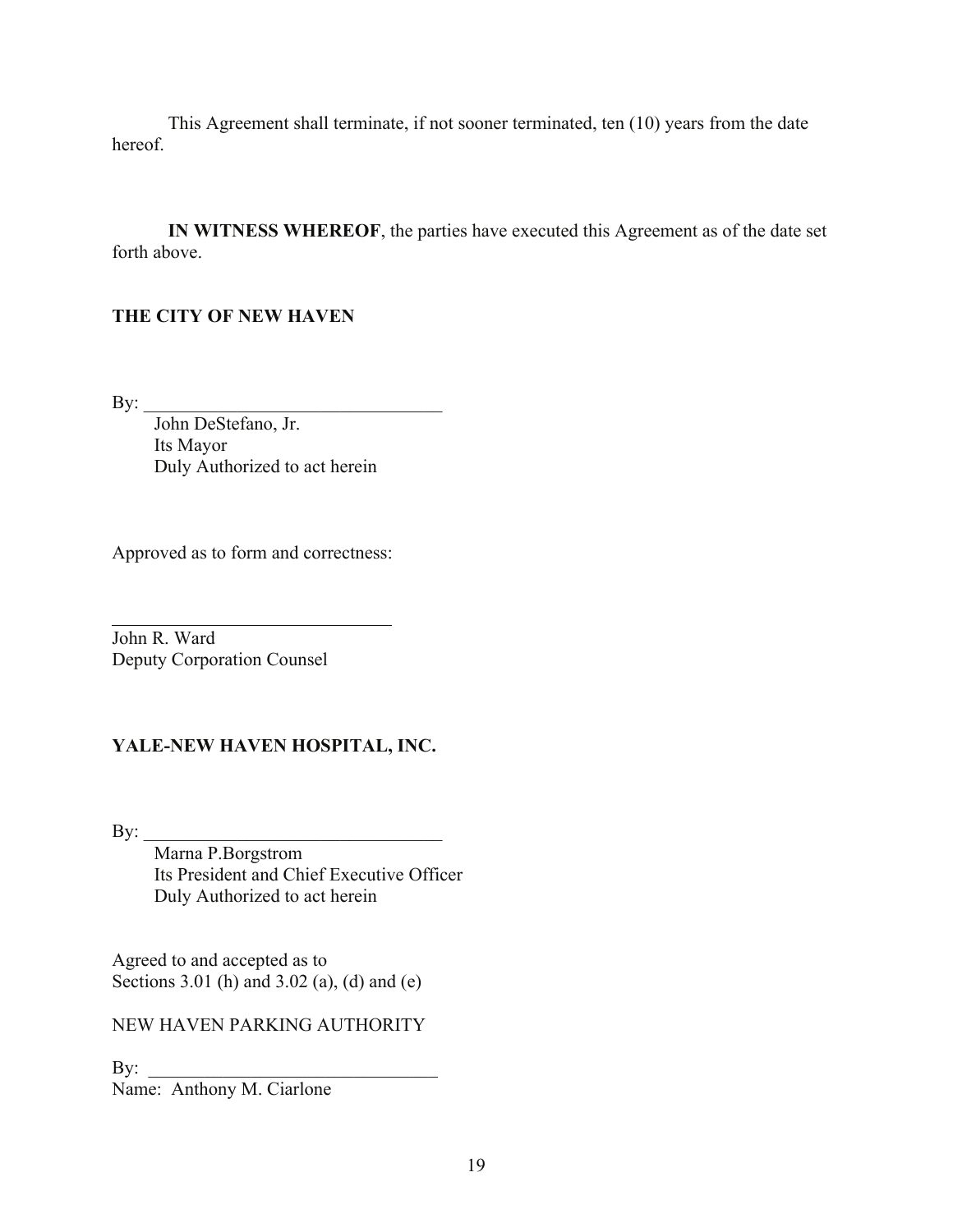This Agreement shall terminate, if not sooner terminated, ten (10) years from the date hereof.

**IN WITNESS WHEREOF**, the parties have executed this Agreement as of the date set forth above.

**THE CITY OF NEW HAVEN**

By: ________________________________
John DeStefano, Jr.
Its Mayor
Duly Authorized to act herein

Approved as to form and correctness:

______________________________
John R. Ward
Deputy Corporation Counsel

**YALE-NEW HAVEN HOSPITAL, INC.**

By: ________________________________
Marna P.Borgstrom
Its President and Chief Executive Officer
Duly Authorized to act herein

Agreed to and accepted as to
Sections 3.01 (h) and 3.02 (a), (d) and (e)

NEW HAVEN PARKING AUTHORITY

By: ________________________________
Name: Anthony M. Ciarlone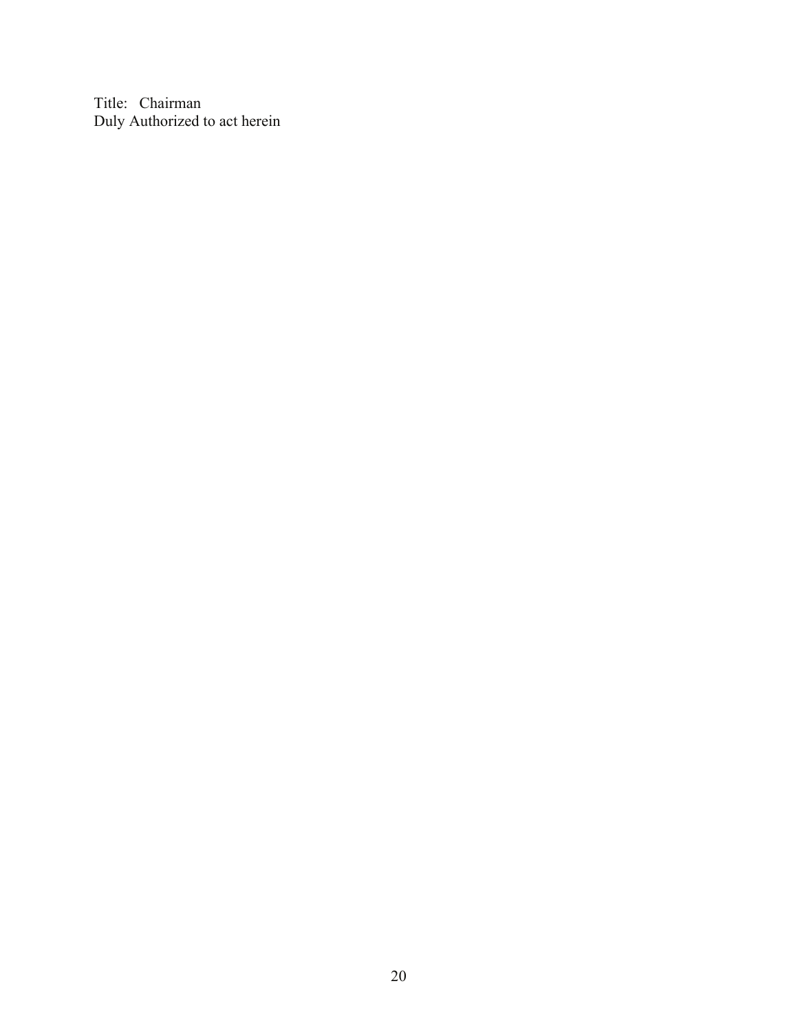Title: Chairman
Duly Authorized to act herein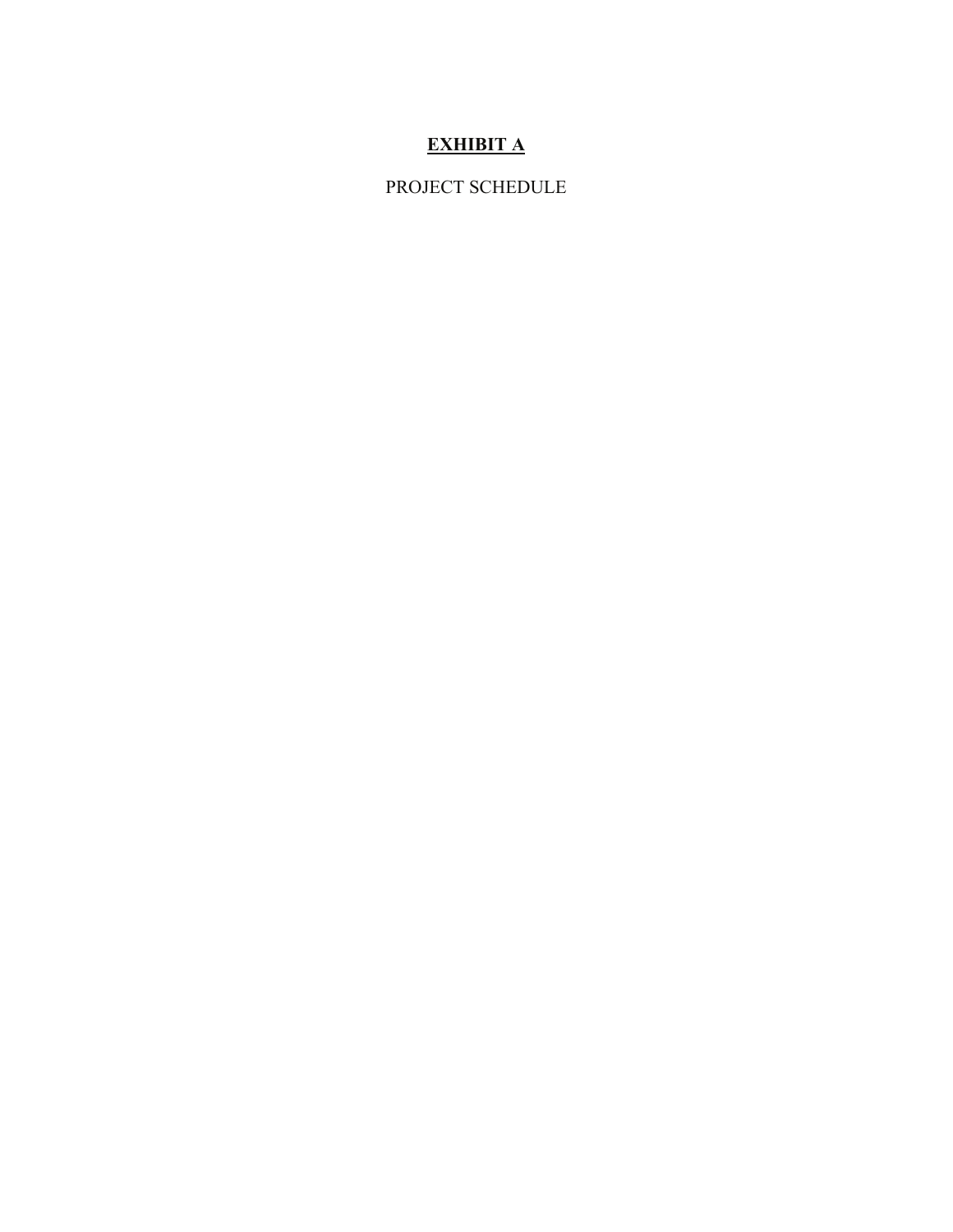# **EXHIBIT A**

PROJECT SCHEDULE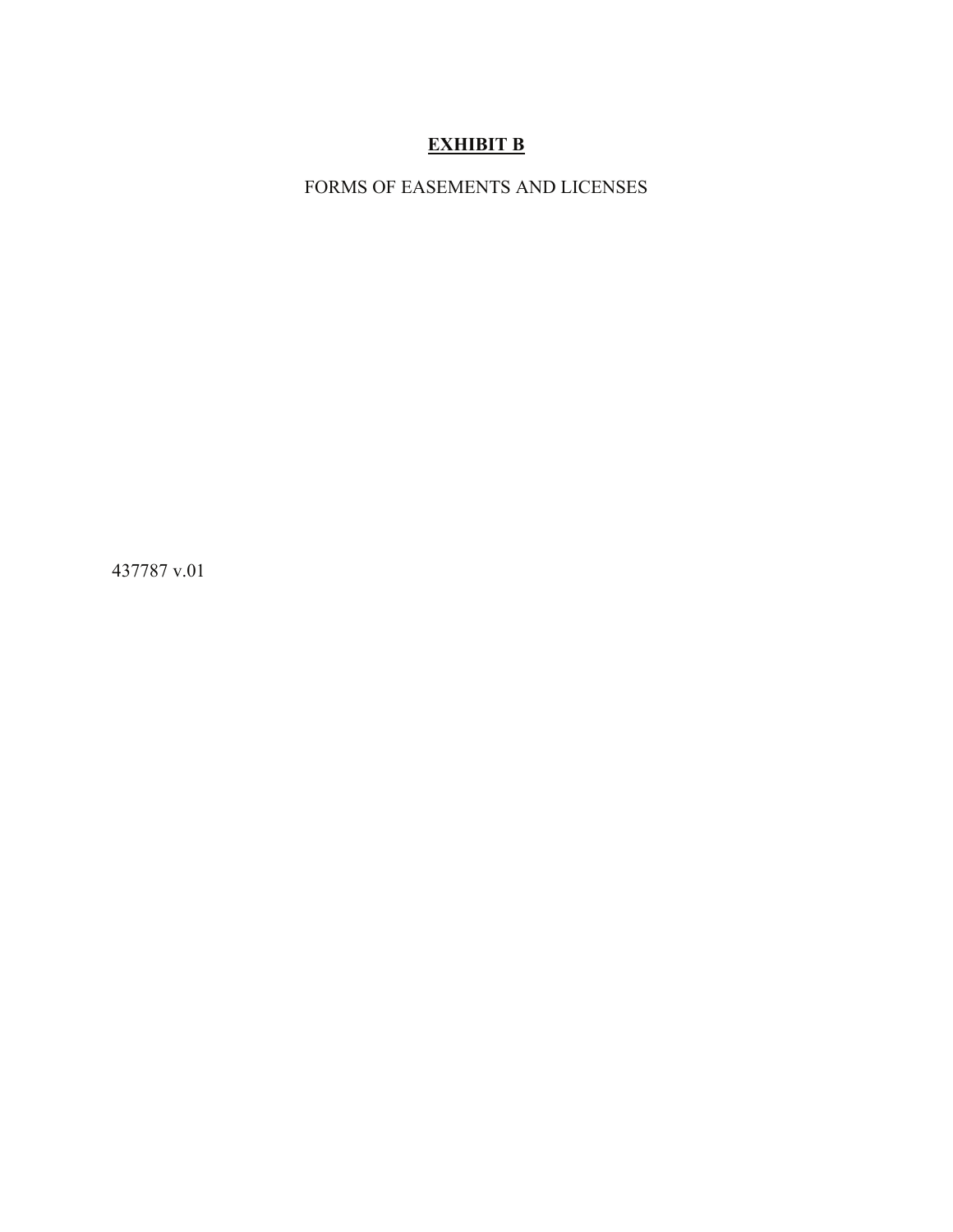# **<u>EXHIBIT B</u>**

FORMS OF EASEMENTS AND LICENSES

437787 v.01